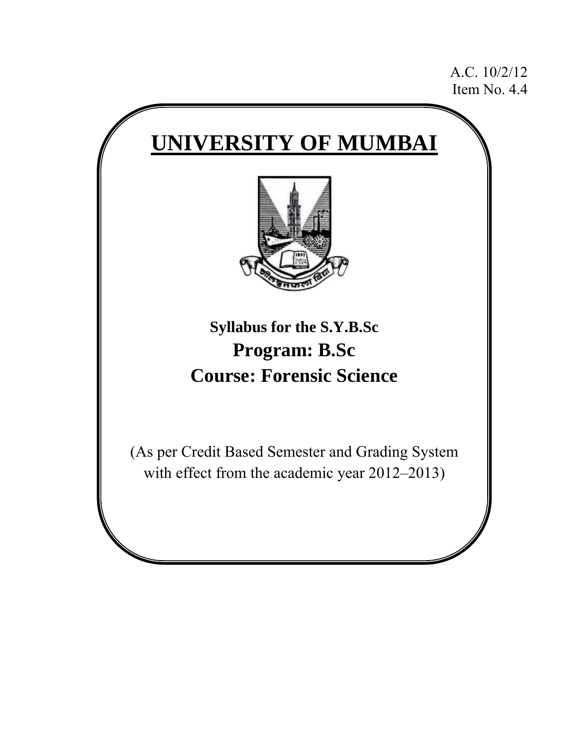A.C. 10/2/12
Item No. 4.4

# UNIVERSITY OF MUMBAI

**Syllabus for the S.Y.B.Sc**

## Program: B.Sc

## Course: Forensic Science

(As per Credit Based Semester and Grading System with effect from the academic year 2012–2013)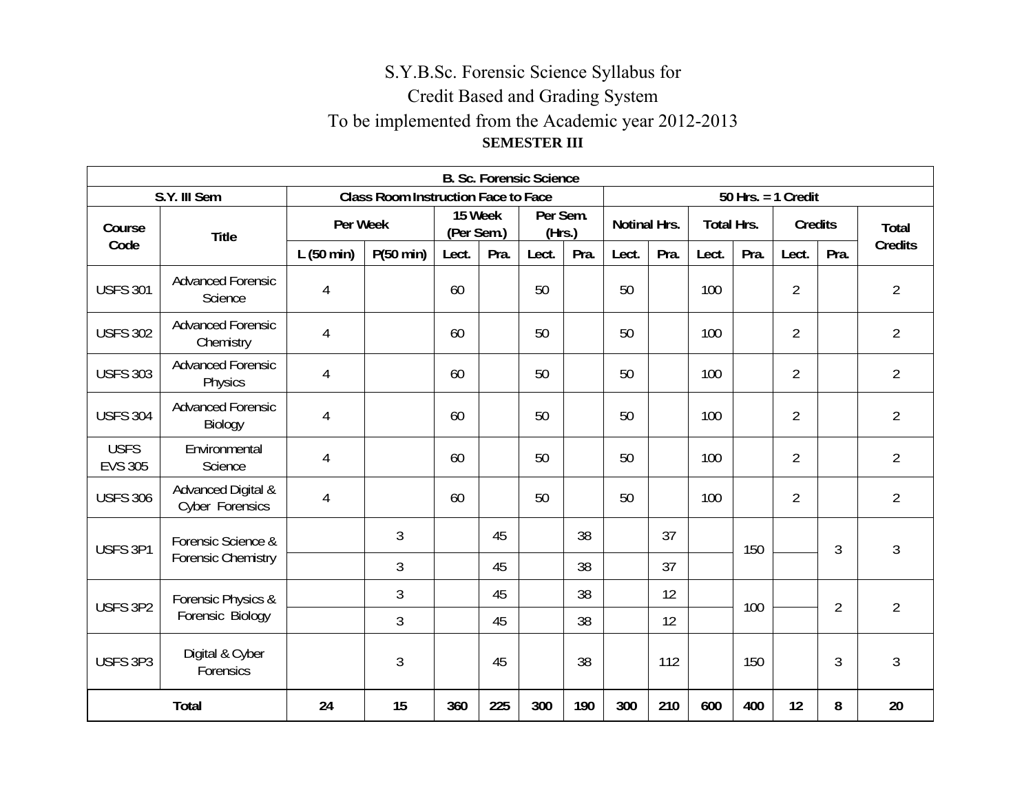# S.Y.B.Sc. Forensic Science Syllabus for
# Credit Based and Grading System
# To be implemented from the Academic year 2012-2013

**SEMESTER III**

| B. Sc. Forensic Science | | | | | | | | | | | | | | | |
|---|---|---|---|---|---|---|---|---|---|---|---|---|---|---|---|
| S.Y. III Sem | | Class Room Instruction Face to Face | | | | | | 50 Hrs. = 1 Credit | | | | | | | |
| Course Code | Title | Per Week | | 15 Week (Per Sem.) | | Per Sem. (Hrs.) | | Notinal Hrs. | | Total Hrs. | | Credits | | Total Credits |
| | | L (50 min) | P(50 min) | Lect. | Pra. | Lect. | Pra. | Lect. | Pra. | Lect. | Pra. | Lect. | Pra. | |
| USFS 301 | Advanced Forensic Science | 4 | | 60 | | 50 | | 50 | | 100 | | 2 | | 2 |
| USFS 302 | Advanced Forensic Chemistry | 4 | | 60 | | 50 | | 50 | | 100 | | 2 | | 2 |
| USFS 303 | Advanced Forensic Physics | 4 | | 60 | | 50 | | 50 | | 100 | | 2 | | 2 |
| USFS 304 | Advanced Forensic Biology | 4 | | 60 | | 50 | | 50 | | 100 | | 2 | | 2 |
| USFS EVS 305 | Environmental Science | 4 | | 60 | | 50 | | 50 | | 100 | | 2 | | 2 |
| USFS 306 | Advanced Digital & Cyber Forensics | 4 | | 60 | | 50 | | 50 | | 100 | | 2 | | 2 |
| USFS 3P1 | Forensic Science & Forensic Chemistry | | 3 | | 45 | | 38 | | 37 | | 150 | | 3 | 3 |
| | | | 3 | | 45 | | 38 | | 37 | | | | | |
| USFS 3P2 | Forensic Physics & Forensic Biology | | 3 | | 45 | | 38 | | 12 | | 100 | | 2 | 2 |
| | | | 3 | | 45 | | 38 | | 12 | | | | | |
| USFS 3P3 | Digital & Cyber Forensics | | 3 | | 45 | | 38 | | 112 | | 150 | | 3 | 3 |
| **Total** | | **24** | **15** | **360** | **225** | **300** | **190** | **300** | **210** | **600** | **400** | **12** | **8** | **20** |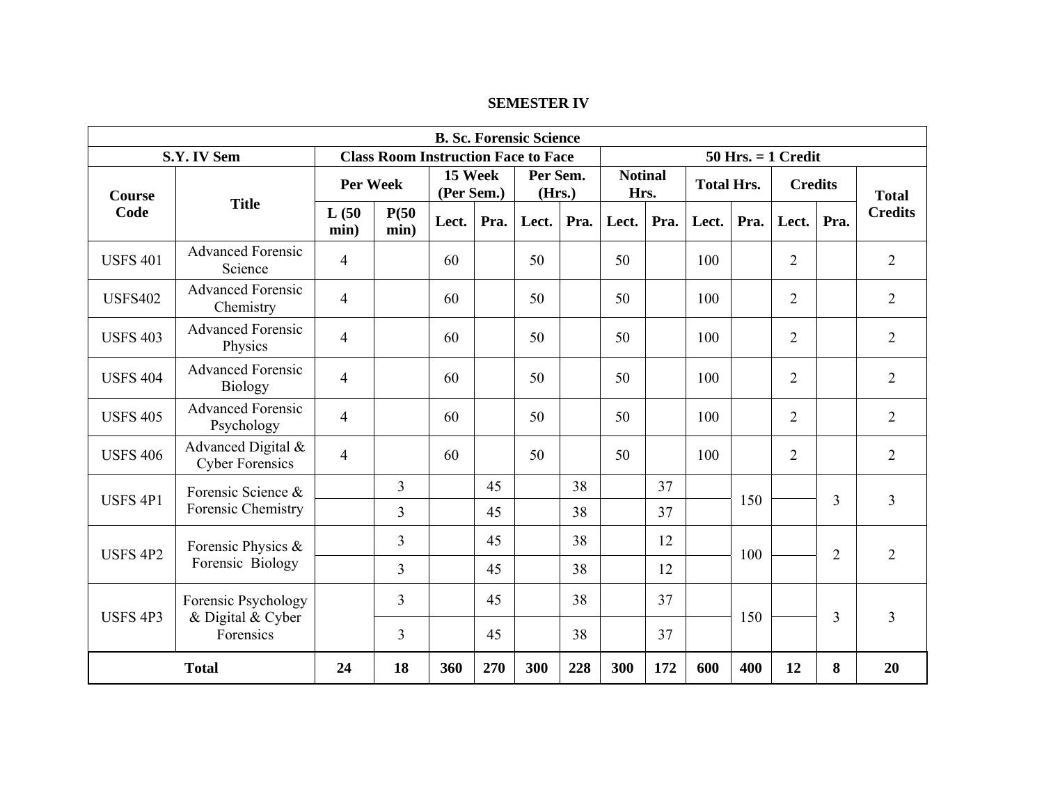**SEMESTER IV**

| B. Sc. Forensic Science | | | | | | | | | | | | | | |
|---|---|---|---|---|---|---|---|---|---|---|---|---|---|---|
| S.Y. IV Sem | | Class Room Instruction Face to Face | | | | | | 50 Hrs. = 1 Credit | | | | | | |
| Course Code | Title | Per Week | | 15 Week (Per Sem.) | | Per Sem. (Hrs.) | | Notinal Hrs. | | Total Hrs. | | Credits | | Total Credits |
| | | L (50 min) | P(50 min) | Lect. | Pra. | Lect. | Pra. | Lect. | Pra. | Lect. | Pra. | Lect. | Pra. | |
| USFS 401 | Advanced Forensic Science | 4 | | 60 | | 50 | | 50 | | 100 | | 2 | | 2 |
| USFS402 | Advanced Forensic Chemistry | 4 | | 60 | | 50 | | 50 | | 100 | | 2 | | 2 |
| USFS 403 | Advanced Forensic Physics | 4 | | 60 | | 50 | | 50 | | 100 | | 2 | | 2 |
| USFS 404 | Advanced Forensic Biology | 4 | | 60 | | 50 | | 50 | | 100 | | 2 | | 2 |
| USFS 405 | Advanced Forensic Psychology | 4 | | 60 | | 50 | | 50 | | 100 | | 2 | | 2 |
| USFS 406 | Advanced Digital & Cyber Forensics | 4 | | 60 | | 50 | | 50 | | 100 | | 2 | | 2 |
| USFS 4P1 | Forensic Science & Forensic Chemistry | | 3 | | 45 | | 38 | | 37 | | 150 | | 3 | 3 |
| | | | 3 | | 45 | | 38 | | 37 | | | | | |
| USFS 4P2 | Forensic Physics & Forensic Biology | | 3 | | 45 | | 38 | | 12 | | 100 | | 2 | 2 |
| | | | 3 | | 45 | | 38 | | 12 | | | | | |
| USFS 4P3 | Forensic Psychology & Digital & Cyber Forensics | | 3 | | 45 | | 38 | | 37 | | 150 | | 3 | 3 |
| | | | 3 | | 45 | | 38 | | 37 | | | | | |
| **Total** | | **24** | **18** | **360** | **270** | **300** | **228** | **300** | **172** | **600** | **400** | **12** | **8** | **20** |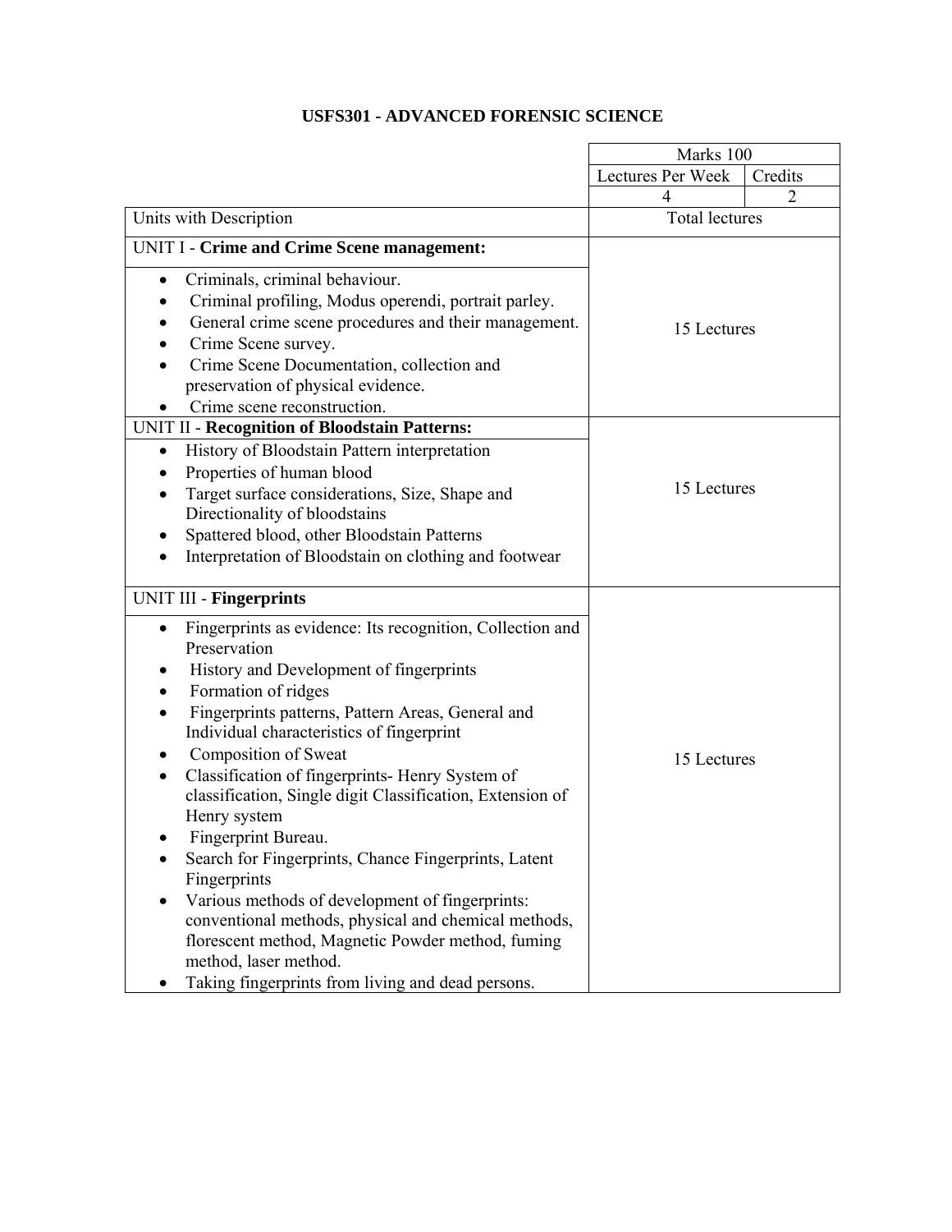# USFS301 - ADVANCED FORENSIC SCIENCE

| | Marks 100 | |
|---|---|---|
| | Lectures Per Week | Credits |
| | 4 | 2 |
| Units with Description | Total lectures | |
| UNIT I - **Crime and Crime Scene management:**<br>• Criminals, criminal behaviour.<br>• Criminal profiling, Modus operendi, portrait parley.<br>• General crime scene procedures and their management.<br>• Crime Scene survey.<br>• Crime Scene Documentation, collection and preservation of physical evidence.<br>• Crime scene reconstruction. | 15 Lectures | |
| UNIT II - **Recognition of Bloodstain Patterns:**<br>• History of Bloodstain Pattern interpretation<br>• Properties of human blood<br>• Target surface considerations, Size, Shape and Directionality of bloodstains<br>• Spattered blood, other Bloodstain Patterns<br>• Interpretation of Bloodstain on clothing and footwear | 15 Lectures | |
| UNIT III - **Fingerprints**<br>• Fingerprints as evidence: Its recognition, Collection and Preservation<br>• History and Development of fingerprints<br>• Formation of ridges<br>• Fingerprints patterns, Pattern Areas, General and Individual characteristics of fingerprint<br>• Composition of Sweat<br>• Classification of fingerprints- Henry System of classification, Single digit Classification, Extension of Henry system<br>• Fingerprint Bureau.<br>• Search for Fingerprints, Chance Fingerprints, Latent Fingerprints<br>• Various methods of development of fingerprints: conventional methods, physical and chemical methods, florescent method, Magnetic Powder method, fuming method, laser method.<br>• Taking fingerprints from living and dead persons. | 15 Lectures | |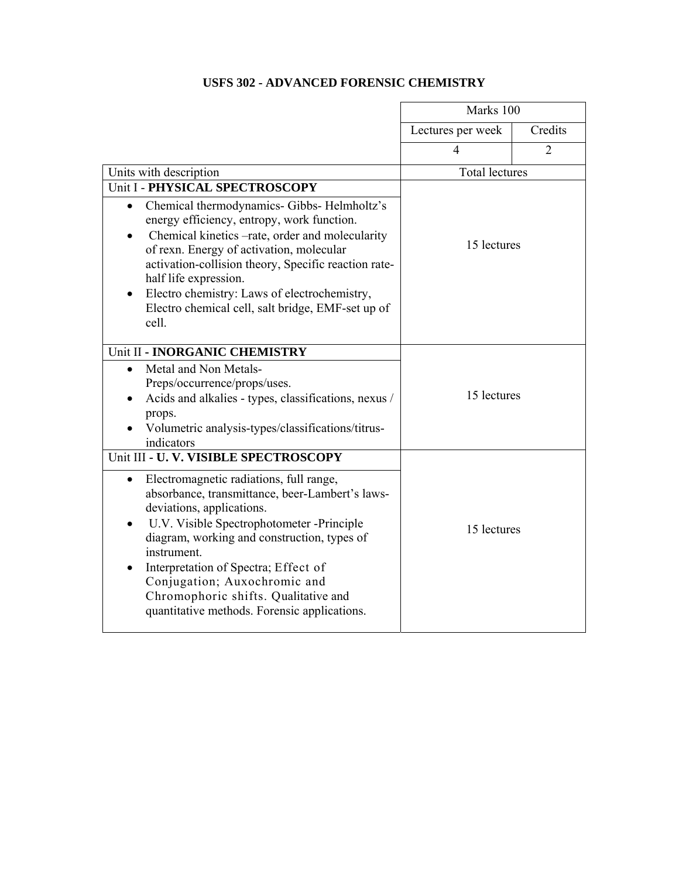# USFS 302 - ADVANCED FORENSIC CHEMISTRY

| | Marks 100 | |
|---|---|---|
| | Lectures per week | Credits |
| | 4 | 2 |
| Units with description | Total lectures | |
| Unit I - **PHYSICAL SPECTROSCOPY**<br>• Chemical thermodynamics- Gibbs- Helmholtz's energy efficiency, entropy, work function.<br>• Chemical kinetics –rate, order and molecularity of rexn. Energy of activation, molecular activation-collision theory, Specific reaction rate-half life expression.<br>• Electro chemistry: Laws of electrochemistry, Electro chemical cell, salt bridge, EMF-set up of cell. | 15 lectures | |
| Unit II - **INORGANIC CHEMISTRY**<br>• Metal and Non Metals-Preps/occurrence/props/uses.<br>• Acids and alkalies - types, classifications, nexus / props.<br>• Volumetric analysis-types/classifications/titrus-indicators | 15 lectures | |
| Unit III **- U. V. VISIBLE SPECTROSCOPY**<br>• Electromagnetic radiations, full range, absorbance, transmittance, beer-Lambert's laws-deviations, applications.<br>• U.V. Visible Spectrophotometer -Principle diagram, working and construction, types of instrument.<br>• Interpretation of Spectra; Effect of Conjugation; Auxochromic and Chromophoric shifts. Qualitative and quantitative methods. Forensic applications. | 15 lectures | |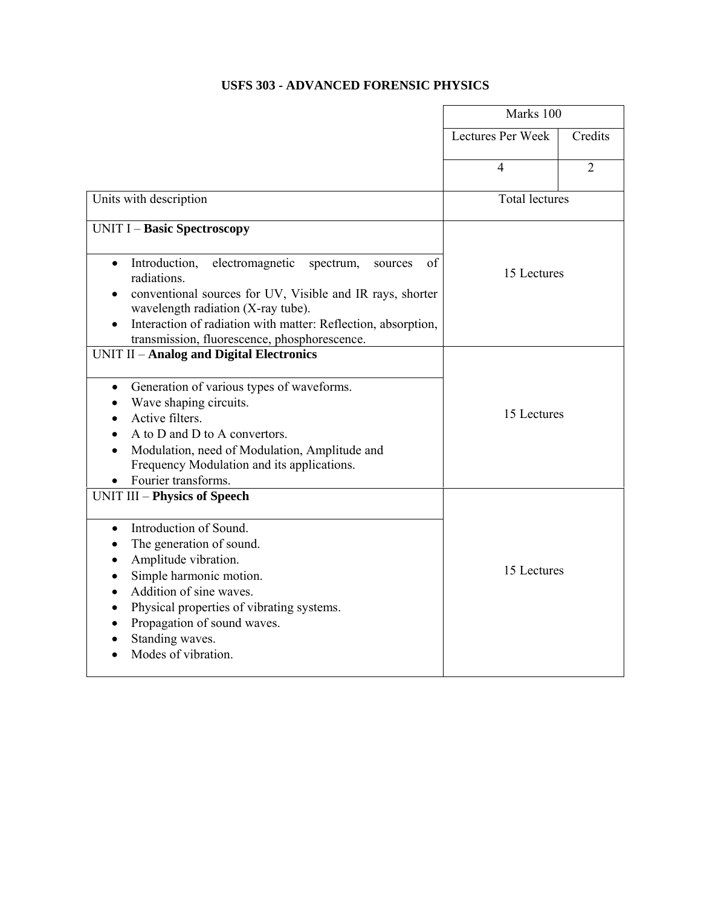### USFS 303 - ADVANCED FORENSIC PHYSICS

| | Marks 100 | |
|---|---|---|
| | Lectures Per Week | Credits |
| | 4 | 2 |

| Units with description | Total lectures |
|---|---|
| UNIT I – **Basic Spectroscopy**<br><br>• Introduction, electromagnetic spectrum, sources of radiations.<br>• conventional sources for UV, Visible and IR rays, shorter wavelength radiation (X-ray tube).<br>• Interaction of radiation with matter: Reflection, absorption, transmission, fluorescence, phosphorescence. | 15 Lectures |
| UNIT II – **Analog and Digital Electronics**<br><br>• Generation of various types of waveforms.<br>• Wave shaping circuits.<br>• Active filters.<br>• A to D and D to A convertors.<br>• Modulation, need of Modulation, Amplitude and Frequency Modulation and its applications.<br>• Fourier transforms. | 15 Lectures |
| UNIT III – **Physics of Speech**<br><br>• Introduction of Sound.<br>• The generation of sound.<br>• Amplitude vibration.<br>• Simple harmonic motion.<br>• Addition of sine waves.<br>• Physical properties of vibrating systems.<br>• Propagation of sound waves.<br>• Standing waves.<br>• Modes of vibration. | 15 Lectures |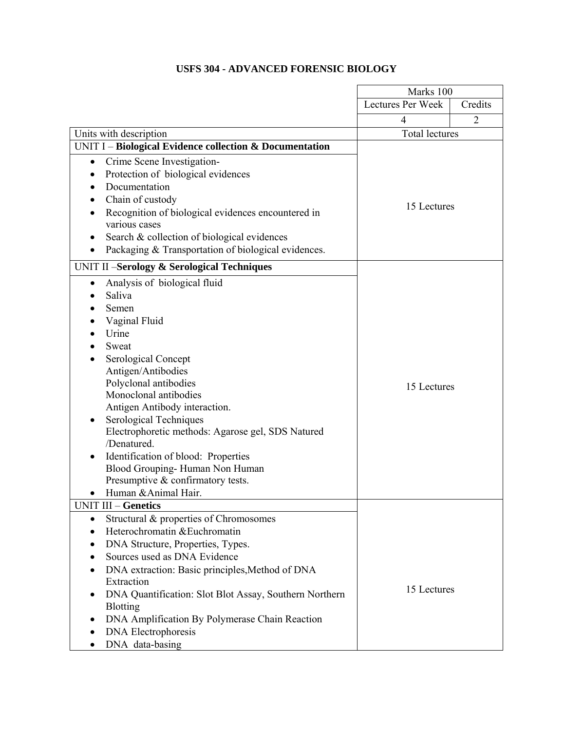# USFS 304 - ADVANCED FORENSIC BIOLOGY

| | Marks 100 | |
|---|---|---|
| | Lectures Per Week | Credits |
| | 4 | 2 |
| Units with description | Total lectures | |
| UNIT I – **Biological Evidence collection & Documentation**<br>• Crime Scene Investigation-<br>• Protection of biological evidences<br>• Documentation<br>• Chain of custody<br>• Recognition of biological evidences encountered in various cases<br>• Search & collection of biological evidences<br>• Packaging & Transportation of biological evidences. | 15 Lectures | |
| UNIT II –**Serology & Serological Techniques**<br>• Analysis of biological fluid<br>• Saliva<br>• Semen<br>• Vaginal Fluid<br>• Urine<br>• Sweat<br>• Serological Concept<br>Antigen/Antibodies<br>Polyclonal antibodies<br>Monoclonal antibodies<br>Antigen Antibody interaction.<br>• Serological Techniques<br>Electrophoretic methods: Agarose gel, SDS Natured /Denatured.<br>• Identification of blood: Properties<br>Blood Grouping- Human Non Human<br>Presumptive & confirmatory tests.<br>• Human &Animal Hair. | 15 Lectures | |
| UNIT III – **Genetics**<br>• Structural & properties of Chromosomes<br>• Heterochromatin &Euchromatin<br>• DNA Structure, Properties, Types.<br>• Sources used as DNA Evidence<br>• DNA extraction: Basic principles,Method of DNA Extraction<br>• DNA Quantification: Slot Blot Assay, Southern Northern Blotting<br>• DNA Amplification By Polymerase Chain Reaction<br>• DNA Electrophoresis<br>• DNA data-basing | 15 Lectures | |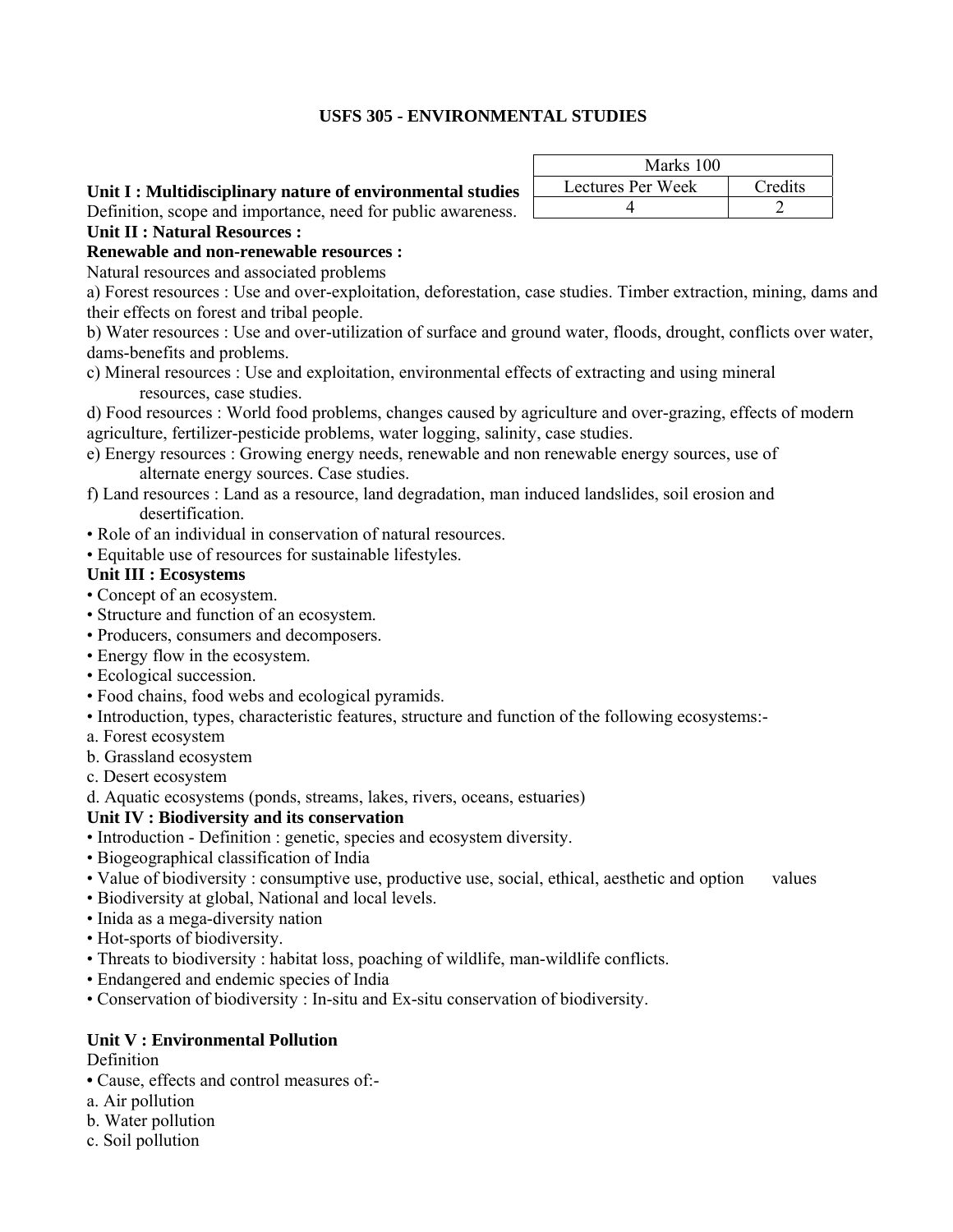## USFS 305 - ENVIRONMENTAL STUDIES

| Marks 100 | |
|---|---|
| Lectures Per Week | Credits |
| 4 | 2 |

**Unit I : Multidisciplinary nature of environmental studies**

Definition, scope and importance, need for public awareness.

**Unit II : Natural Resources :**

**Renewable and non-renewable resources :**

Natural resources and associated problems

a) Forest resources : Use and over-exploitation, deforestation, case studies. Timber extraction, mining, dams and their effects on forest and tribal people.

b) Water resources : Use and over-utilization of surface and ground water, floods, drought, conflicts over water, dams-benefits and problems.

c) Mineral resources : Use and exploitation, environmental effects of extracting and using mineral resources, case studies.

d) Food resources : World food problems, changes caused by agriculture and over-grazing, effects of modern agriculture, fertilizer-pesticide problems, water logging, salinity, case studies.

e) Energy resources : Growing energy needs, renewable and non renewable energy sources, use of alternate energy sources. Case studies.

f) Land resources : Land as a resource, land degradation, man induced landslides, soil erosion and desertification.

- Role of an individual in conservation of natural resources.
- Equitable use of resources for sustainable lifestyles.

**Unit III : Ecosystems**

- Concept of an ecosystem.
- Structure and function of an ecosystem.
- Producers, consumers and decomposers.
- Energy flow in the ecosystem.
- Ecological succession.
- Food chains, food webs and ecological pyramids.
- Introduction, types, characteristic features, structure and function of the following ecosystems:-

a. Forest ecosystem
b. Grassland ecosystem
c. Desert ecosystem
d. Aquatic ecosystems (ponds, streams, lakes, rivers, oceans, estuaries)

**Unit IV : Biodiversity and its conservation**

- Introduction - Definition : genetic, species and ecosystem diversity.
- Biogeographical classification of India
- Value of biodiversity : consumptive use, productive use, social, ethical, aesthetic and option values
- Biodiversity at global, National and local levels.
- Inida as a mega-diversity nation
- Hot-sports of biodiversity.
- Threats to biodiversity : habitat loss, poaching of wildlife, man-wildlife conflicts.
- Endangered and endemic species of India
- Conservation of biodiversity : In-situ and Ex-situ conservation of biodiversity.

**Unit V : Environmental Pollution**

Definition

- Cause, effects and control measures of:-

a. Air pollution
b. Water pollution
c. Soil pollution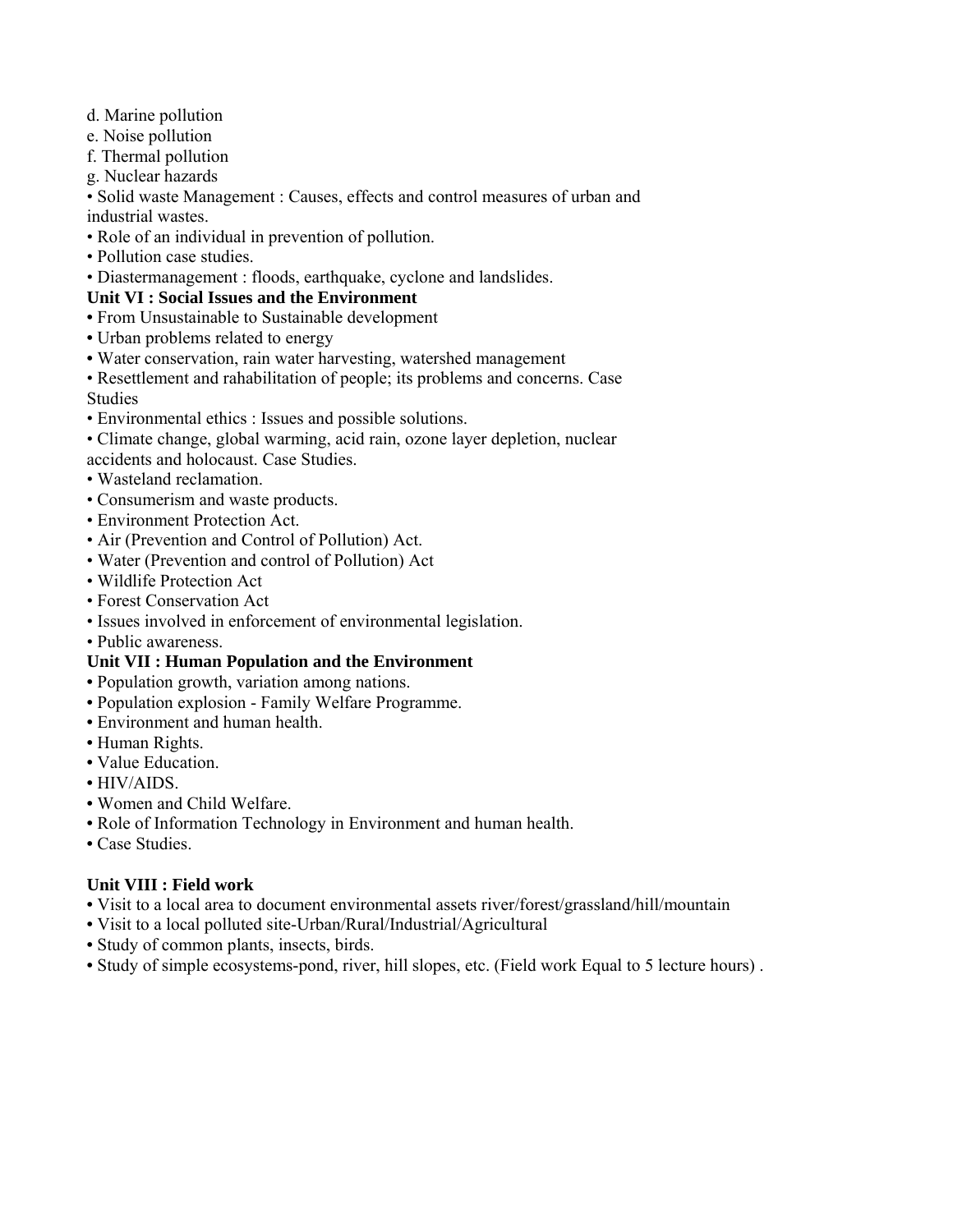d. Marine pollution
e. Noise pollution
f. Thermal pollution
g. Nuclear hazards

- Solid waste Management : Causes, effects and control measures of urban and industrial wastes.
- Role of an individual in prevention of pollution.
- Pollution case studies.
- Diastermanagement : floods, earthquake, cyclone and landslides.

**Unit VI : Social Issues and the Environment**

- From Unsustainable to Sustainable development
- Urban problems related to energy
- Water conservation, rain water harvesting, watershed management
- Resettlement and rahabilitation of people; its problems and concerns. Case Studies
- Environmental ethics : Issues and possible solutions.
- Climate change, global warming, acid rain, ozone layer depletion, nuclear accidents and holocaust. Case Studies.
- Wasteland reclamation.
- Consumerism and waste products.
- Environment Protection Act.
- Air (Prevention and Control of Pollution) Act.
- Water (Prevention and control of Pollution) Act
- Wildlife Protection Act
- Forest Conservation Act
- Issues involved in enforcement of environmental legislation.
- Public awareness.

**Unit VII : Human Population and the Environment**

- Population growth, variation among nations.
- Population explosion - Family Welfare Programme.
- Environment and human health.
- Human Rights.
- Value Education.
- HIV/AIDS.
- Women and Child Welfare.
- Role of Information Technology in Environment and human health.
- Case Studies.

**Unit VIII : Field work**

- Visit to a local area to document environmental assets river/forest/grassland/hill/mountain
- Visit to a local polluted site-Urban/Rural/Industrial/Agricultural
- Study of common plants, insects, birds.
- Study of simple ecosystems-pond, river, hill slopes, etc. (Field work Equal to 5 lecture hours) .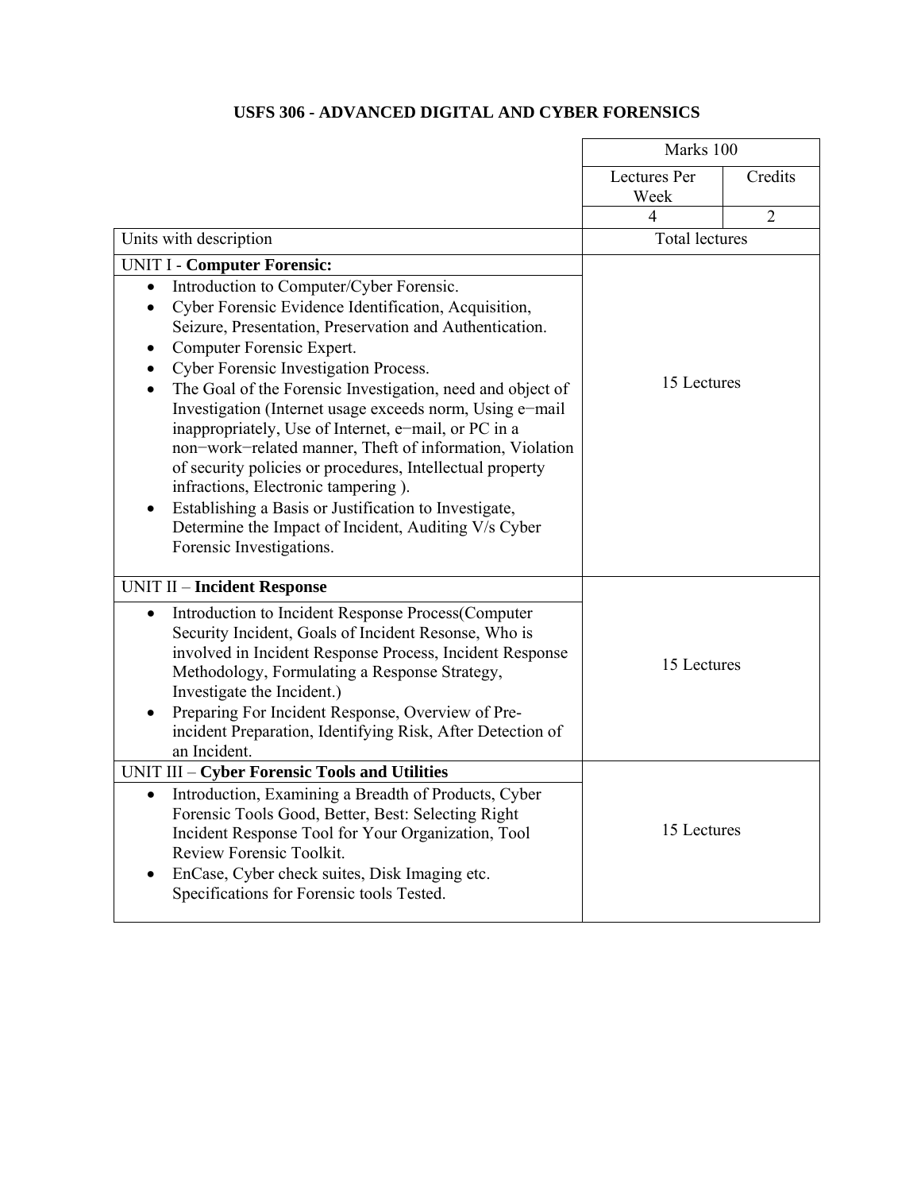## USFS 306 - ADVANCED DIGITAL AND CYBER FORENSICS

| | Marks 100 | |
|---|---|---|
| | Lectures Per Week | Credits |
| | 4 | 2 |
| Units with description | Total lectures | |
| UNIT I - **Computer Forensic:**<br>• Introduction to Computer/Cyber Forensic.<br>• Cyber Forensic Evidence Identification, Acquisition, Seizure, Presentation, Preservation and Authentication.<br>• Computer Forensic Expert.<br>• Cyber Forensic Investigation Process.<br>• The Goal of the Forensic Investigation, need and object of Investigation (Internet usage exceeds norm, Using e−mail inappropriately, Use of Internet, e−mail, or PC in a non−work−related manner, Theft of information, Violation of security policies or procedures, Intellectual property infractions, Electronic tampering ).<br>• Establishing a Basis or Justification to Investigate, Determine the Impact of Incident, Auditing V/s Cyber Forensic Investigations. | 15 Lectures | |
| UNIT II – **Incident Response**<br>• Introduction to Incident Response Process(Computer Security Incident, Goals of Incident Resonse, Who is involved in Incident Response Process, Incident Response Methodology, Formulating a Response Strategy, Investigate the Incident.)<br>• Preparing For Incident Response, Overview of Pre-incident Preparation, Identifying Risk, After Detection of an Incident. | 15 Lectures | |
| UNIT III – **Cyber Forensic Tools and Utilities**<br>• Introduction, Examining a Breadth of Products, Cyber Forensic Tools Good, Better, Best: Selecting Right Incident Response Tool for Your Organization, Tool Review Forensic Toolkit.<br>• EnCase, Cyber check suites, Disk Imaging etc. Specifications for Forensic tools Tested. | 15 Lectures | |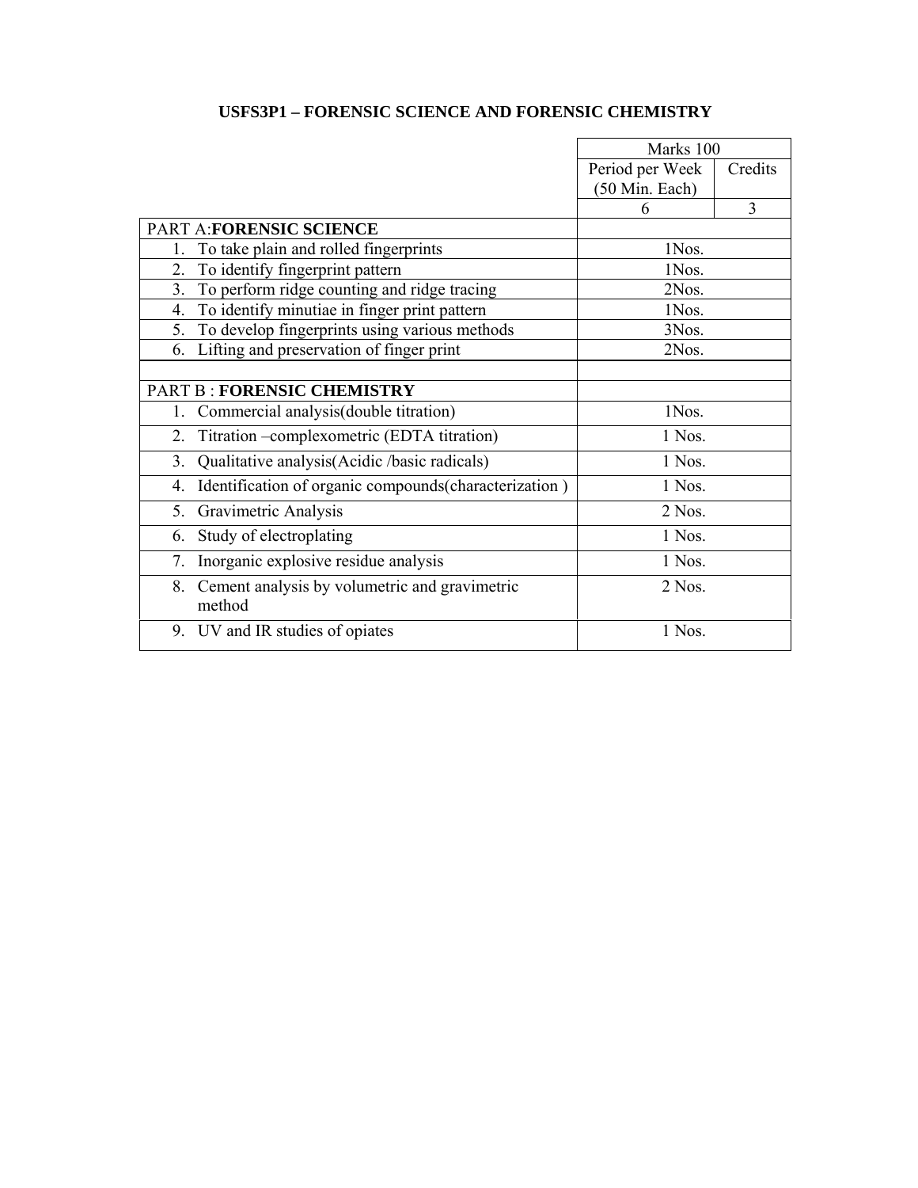# USFS3P1 – FORENSIC SCIENCE AND FORENSIC CHEMISTRY

| | Marks 100 | |
|---|---|---|
| | Period per Week (50 Min. Each) | Credits |
| | 6 | 3 |
| PART A: **FORENSIC SCIENCE** | | |
| 1. To take plain and rolled fingerprints | 1Nos. | |
| 2. To identify fingerprint pattern | 1Nos. | |
| 3. To perform ridge counting and ridge tracing | 2Nos. | |
| 4. To identify minutiae in finger print pattern | 1Nos. | |
| 5. To develop fingerprints using various methods | 3Nos. | |
| 6. Lifting and preservation of finger print | 2Nos. | |
| | | |
| PART B : **FORENSIC CHEMISTRY** | | |
| 1. Commercial analysis(double titration) | 1Nos. | |
| 2. Titration –complexometric (EDTA titration) | 1 Nos. | |
| 3. Qualitative analysis(Acidic /basic radicals) | 1 Nos. | |
| 4. Identification of organic compounds(characterization ) | 1 Nos. | |
| 5. Gravimetric Analysis | 2 Nos. | |
| 6. Study of electroplating | 1 Nos. | |
| 7. Inorganic explosive residue analysis | 1 Nos. | |
| 8. Cement analysis by volumetric and gravimetric method | 2 Nos. | |
| 9. UV and IR studies of opiates | 1 Nos. | |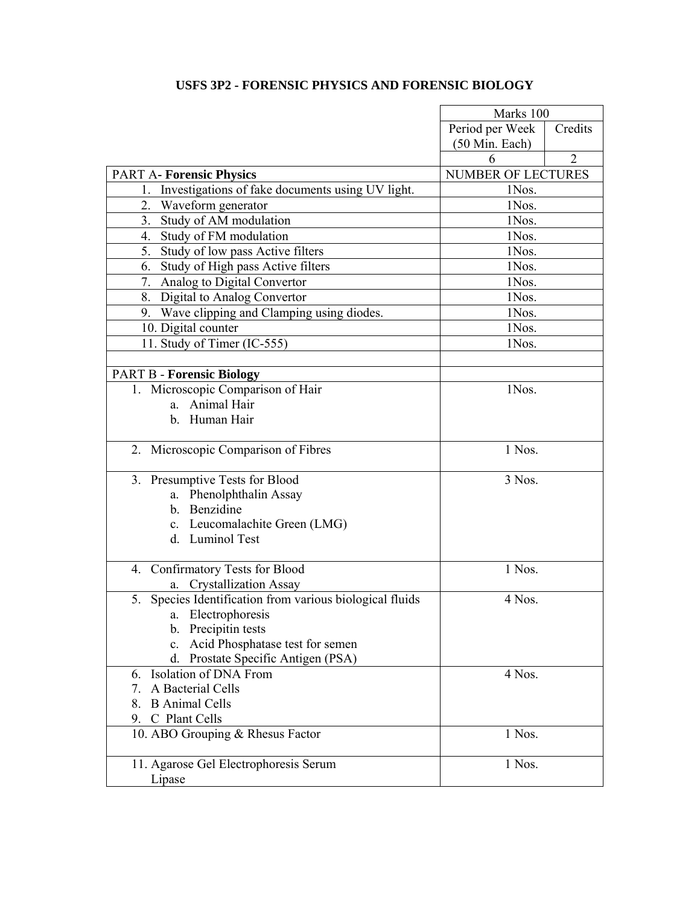# USFS 3P2 - FORENSIC PHYSICS AND FORENSIC BIOLOGY

| | Marks 100 | |
|---|---|---|
| | Period per Week (50 Min. Each) | Credits |
| | 6 | 2 |
| PART A- **Forensic Physics** | NUMBER OF LECTURES | |
| 1. Investigations of fake documents using UV light. | 1Nos. | |
| 2. Waveform generator | 1Nos. | |
| 3. Study of AM modulation | 1Nos. | |
| 4. Study of FM modulation | 1Nos. | |
| 5. Study of low pass Active filters | 1Nos. | |
| 6. Study of High pass Active filters | 1Nos. | |
| 7. Analog to Digital Convertor | 1Nos. | |
| 8. Digital to Analog Convertor | 1Nos. | |
| 9. Wave clipping and Clamping using diodes. | 1Nos. | |
| 10. Digital counter | 1Nos. | |
| 11. Study of Timer (IC-555) | 1Nos. | |
| | | |
| PART B - **Forensic Biology** | | |
| 1. Microscopic Comparison of Hair<br>a. Animal Hair<br>b. Human Hair | 1Nos. | |
| 2. Microscopic Comparison of Fibres | 1 Nos. | |
| 3. Presumptive Tests for Blood<br>a. Phenolphthalin Assay<br>b. Benzidine<br>c. Leucomalachite Green (LMG)<br>d. Luminol Test | 3 Nos. | |
| 4. Confirmatory Tests for Blood<br>a. Crystallization Assay | 1 Nos. | |
| 5. Species Identification from various biological fluids<br>a. Electrophoresis<br>b. Precipitin tests<br>c. Acid Phosphatase test for semen<br>d. Prostate Specific Antigen (PSA) | 4 Nos. | |
| 6. Isolation of DNA From<br>7. A Bacterial Cells<br>8. B Animal Cells<br>9. C Plant Cells | 4 Nos. | |
| 10. ABO Grouping & Rhesus Factor | 1 Nos. | |
| 11. Agarose Gel Electrophoresis Serum Lipase | 1 Nos. | |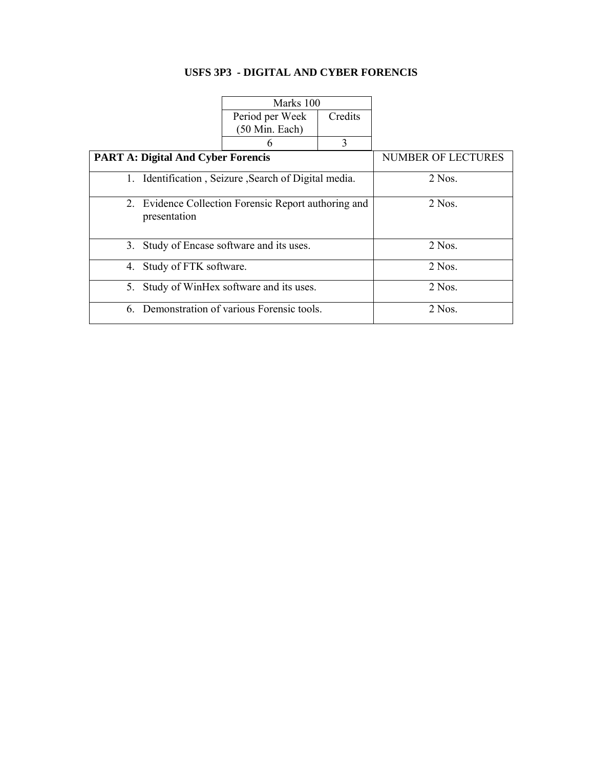### USFS 3P3 - DIGITAL AND CYBER FORENCIS

| Marks 100 | |
|---|---|
| Period per Week (50 Min. Each) | Credits |
| 6 | 3 |

| **PART A: Digital And Cyber Forencis** | NUMBER OF LECTURES |
|---|---|
| 1. Identification , Seizure ,Search of Digital media. | 2 Nos. |
| 2. Evidence Collection Forensic Report authoring and presentation | 2 Nos. |
| 3. Study of Encase software and its uses. | 2 Nos. |
| 4. Study of FTK software. | 2 Nos. |
| 5. Study of WinHex software and its uses. | 2 Nos. |
| 6. Demonstration of various Forensic tools. | 2 Nos. |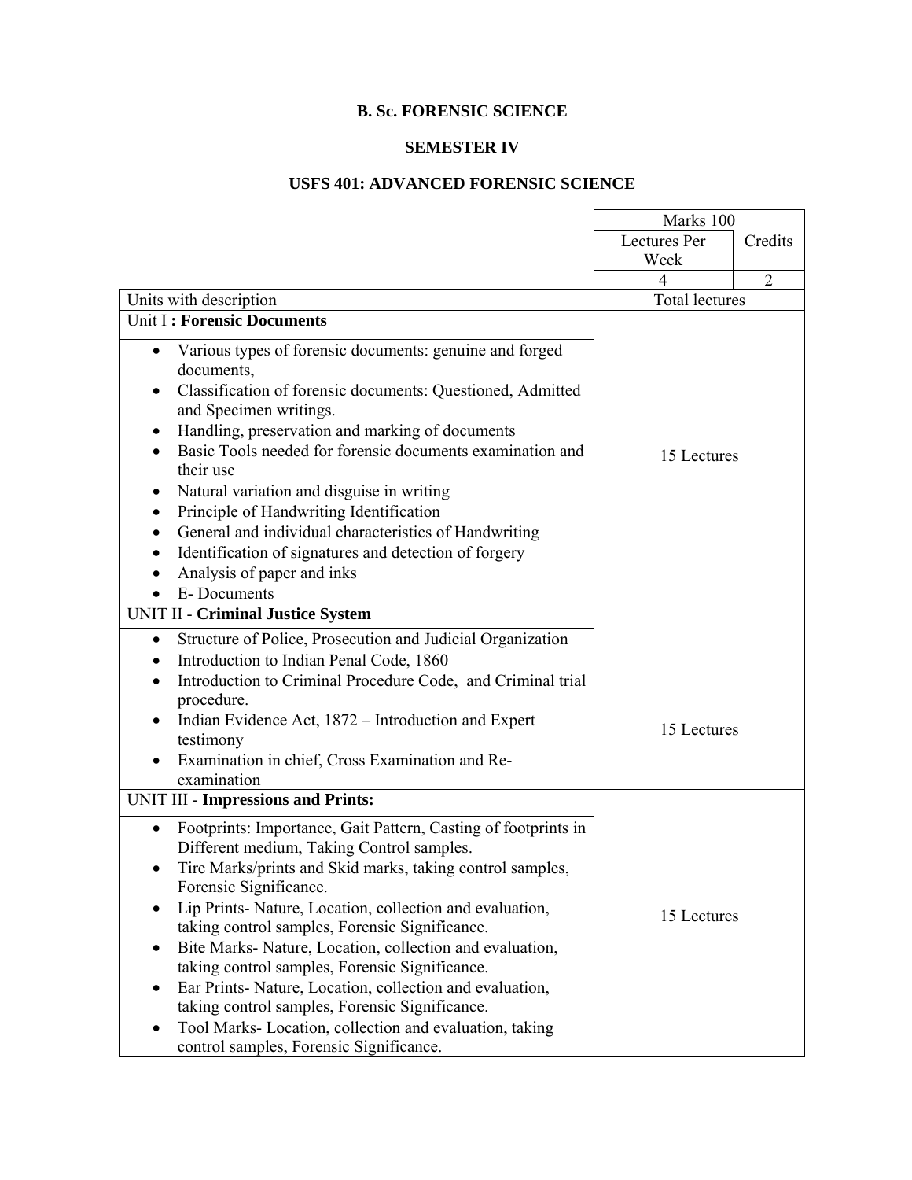**B. Sc. FORENSIC SCIENCE**

**SEMESTER IV**

**USFS 401: ADVANCED FORENSIC SCIENCE**

| | Marks 100 | |
|---|---|---|
| | Lectures Per Week | Credits |
| | 4 | 2 |
| Units with description | Total lectures | |
| Unit I **: Forensic Documents**<br>• Various types of forensic documents: genuine and forged documents,<br>• Classification of forensic documents: Questioned, Admitted and Specimen writings.<br>• Handling, preservation and marking of documents<br>• Basic Tools needed for forensic documents examination and their use<br>• Natural variation and disguise in writing<br>• Principle of Handwriting Identification<br>• General and individual characteristics of Handwriting<br>• Identification of signatures and detection of forgery<br>• Analysis of paper and inks<br>• E- Documents | 15 Lectures | |
| UNIT II - **Criminal Justice System**<br>• Structure of Police, Prosecution and Judicial Organization<br>• Introduction to Indian Penal Code, 1860<br>• Introduction to Criminal Procedure Code, and Criminal trial procedure.<br>• Indian Evidence Act, 1872 – Introduction and Expert testimony<br>• Examination in chief, Cross Examination and Re-examination | 15 Lectures | |
| UNIT III - **Impressions and Prints:**<br>• Footprints: Importance, Gait Pattern, Casting of footprints in Different medium, Taking Control samples.<br>• Tire Marks/prints and Skid marks, taking control samples, Forensic Significance.<br>• Lip Prints- Nature, Location, collection and evaluation, taking control samples, Forensic Significance.<br>• Bite Marks- Nature, Location, collection and evaluation, taking control samples, Forensic Significance.<br>• Ear Prints- Nature, Location, collection and evaluation, taking control samples, Forensic Significance.<br>• Tool Marks- Location, collection and evaluation, taking control samples, Forensic Significance. | 15 Lectures | |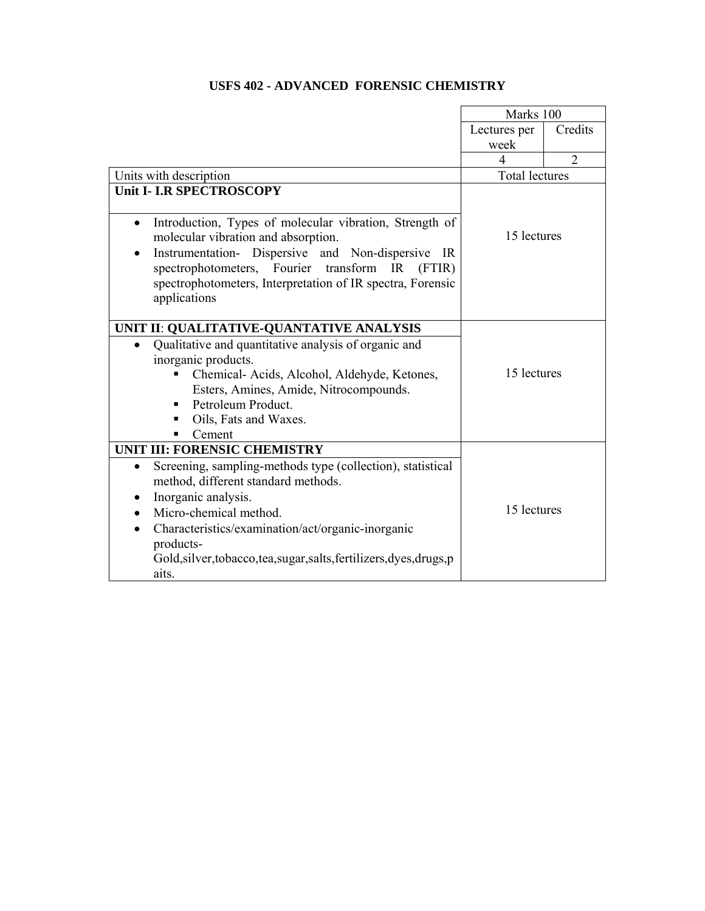# USFS 402 - ADVANCED FORENSIC CHEMISTRY

| | Marks 100 | |
|---|---|---|
| | Lectures per week | Credits |
| | 4 | 2 |
| Units with description | Total lectures | |
| **Unit I- I.R SPECTROSCOPY**<br><br>• Introduction, Types of molecular vibration, Strength of molecular vibration and absorption.<br>• Instrumentation- Dispersive and Non-dispersive IR spectrophotometers, Fourier transform IR (FTIR) spectrophotometers, Interpretation of IR spectra, Forensic applications | 15 lectures | |
| **UNIT II**: **QUALITATIVE-QUANTATIVE ANALYSIS**<br>• Qualitative and quantitative analysis of organic and inorganic products.<br>▪ Chemical- Acids, Alcohol, Aldehyde, Ketones, Esters, Amines, Amide, Nitrocompounds.<br>▪ Petroleum Product.<br>▪ Oils, Fats and Waxes.<br>▪ Cement | 15 lectures | |
| **UNIT III: FORENSIC CHEMISTRY**<br>• Screening, sampling-methods type (collection), statistical method, different standard methods.<br>• Inorganic analysis.<br>• Micro-chemical method.<br>• Characteristics/examination/act/organic-inorganic products-Gold,silver,tobacco,tea,sugar,salts,fertilizers,dyes,drugs,paits. | 15 lectures | |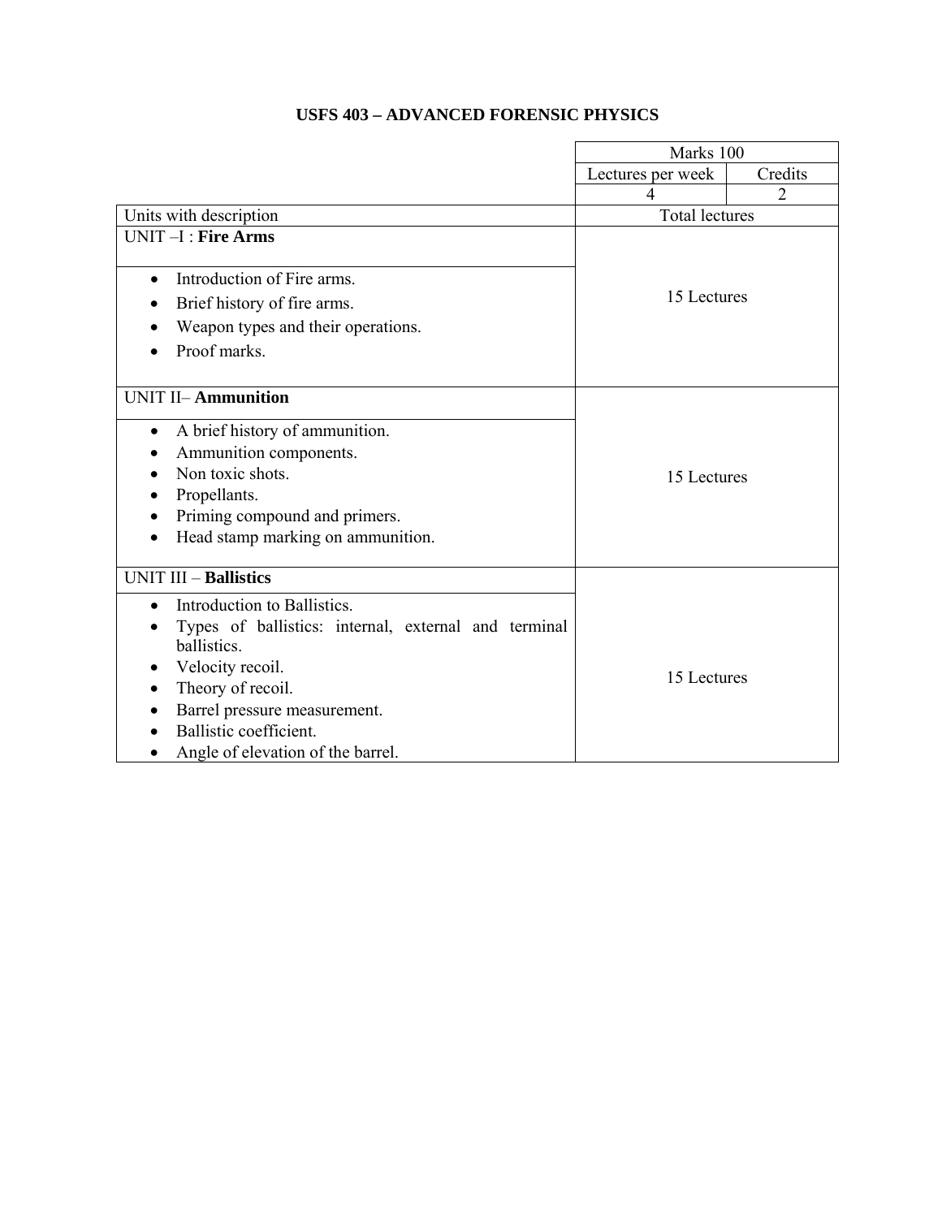# USFS 403 – ADVANCED FORENSIC PHYSICS

| | Marks 100 | |
|---|---|---|
| | Lectures per week | Credits |
| | 4 | 2 |
| Units with description | Total lectures | |
| UNIT –I : **Fire Arms**<br>• Introduction of Fire arms.<br>• Brief history of fire arms.<br>• Weapon types and their operations.<br>• Proof marks. | 15 Lectures | |
| UNIT II– **Ammunition**<br>• A brief history of ammunition.<br>• Ammunition components.<br>• Non toxic shots.<br>• Propellants.<br>• Priming compound and primers.<br>• Head stamp marking on ammunition. | 15 Lectures | |
| UNIT III – **Ballistics**<br>• Introduction to Ballistics.<br>• Types of ballistics: internal, external and terminal ballistics.<br>• Velocity recoil.<br>• Theory of recoil.<br>• Barrel pressure measurement.<br>• Ballistic coefficient.<br>• Angle of elevation of the barrel. | 15 Lectures | |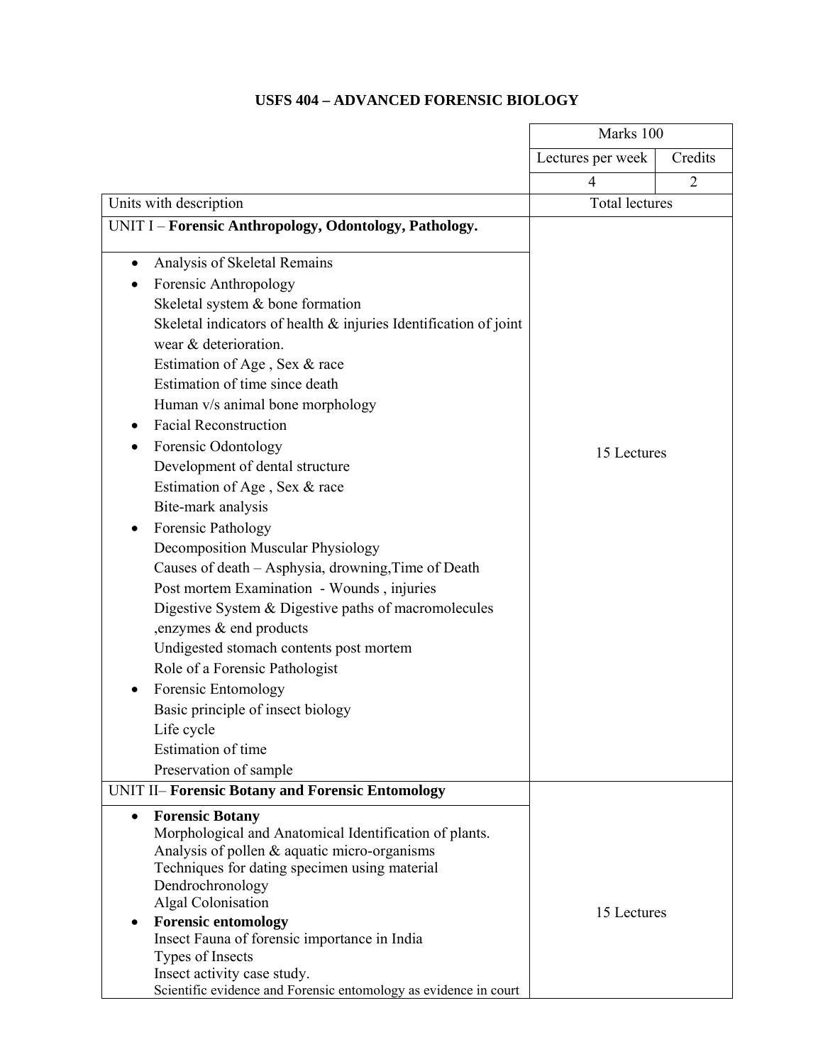# USFS 404 – ADVANCED FORENSIC BIOLOGY

| | Marks 100 | |
|---|---|---|
| | Lectures per week | Credits |
| | 4 | 2 |
| Units with description | Total lectures | |
| UNIT I – **Forensic Anthropology, Odontology, Pathology.**<br><br>• Analysis of Skeletal Remains<br>• Forensic Anthropology<br>Skeletal system & bone formation<br>Skeletal indicators of health & injuries Identification of joint wear & deterioration.<br>Estimation of Age , Sex & race<br>Estimation of time since death<br>Human v/s animal bone morphology<br>• Facial Reconstruction<br>• Forensic Odontology<br>Development of dental structure<br>Estimation of Age , Sex & race<br>Bite-mark analysis<br>• Forensic Pathology<br>Decomposition Muscular Physiology<br>Causes of death – Asphysia, drowning,Time of Death<br>Post mortem Examination - Wounds , injuries<br>Digestive System & Digestive paths of macromolecules ,enzymes & end products<br>Undigested stomach contents post mortem<br>Role of a Forensic Pathologist<br>• Forensic Entomology<br>Basic principle of insect biology<br>Life cycle<br>Estimation of time<br>Preservation of sample | 15 Lectures | |
| UNIT II– **Forensic Botany and Forensic Entomology**<br><br>• **Forensic Botany**<br>Morphological and Anatomical Identification of plants.<br>Analysis of pollen & aquatic micro-organisms<br>Techniques for dating specimen using material<br>Dendrochronology<br>Algal Colonisation<br>• **Forensic entomology**<br>Insect Fauna of forensic importance in India<br>Types of Insects<br>Insect activity case study.<br>Scientific evidence and Forensic entomology as evidence in court | 15 Lectures | |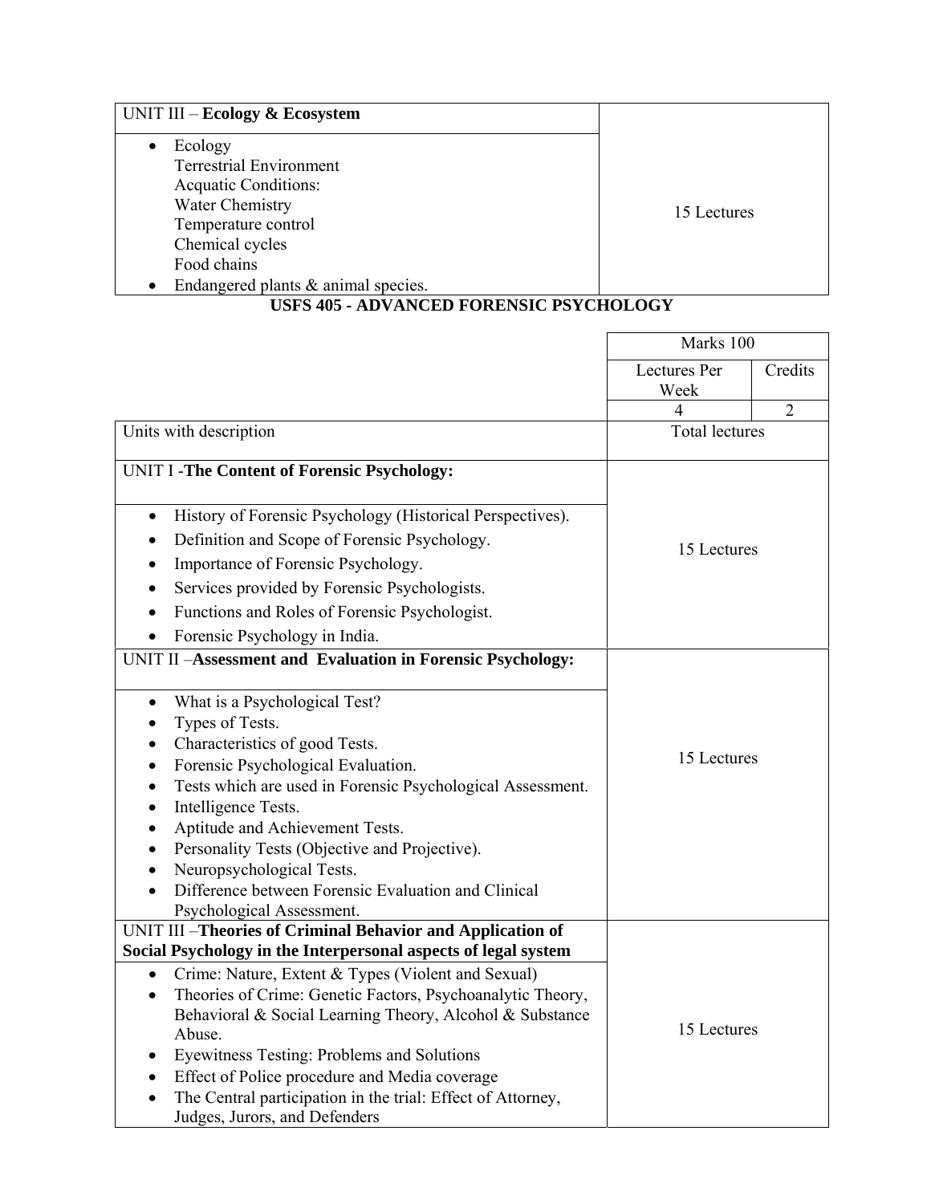| UNIT III – **Ecology & Ecosystem** | |
|---|---|
| • Ecology<br>Terrestrial Environment<br>Acquatic Conditions:<br>Water Chemistry<br>Temperature control<br>Chemical cycles<br>Food chains<br>• Endangered plants & animal species. | 15 Lectures |

## USFS 405 - ADVANCED FORENSIC PSYCHOLOGY

| | Marks 100 | |
|---|---|---|
| | Lectures Per Week | Credits |
| | 4 | 2 |
| Units with description | Total lectures | |
| UNIT I -**The Content of Forensic Psychology:** | | |
| • History of Forensic Psychology (Historical Perspectives).<br>• Definition and Scope of Forensic Psychology.<br>• Importance of Forensic Psychology.<br>• Services provided by Forensic Psychologists.<br>• Functions and Roles of Forensic Psychologist.<br>• Forensic Psychology in India. | 15 Lectures | |
| UNIT II –**Assessment and Evaluation in Forensic Psychology:** | | |
| • What is a Psychological Test?<br>• Types of Tests.<br>• Characteristics of good Tests.<br>• Forensic Psychological Evaluation.<br>• Tests which are used in Forensic Psychological Assessment.<br>• Intelligence Tests.<br>• Aptitude and Achievement Tests.<br>• Personality Tests (Objective and Projective).<br>• Neuropsychological Tests.<br>• Difference between Forensic Evaluation and Clinical Psychological Assessment. | 15 Lectures | |
| UNIT III –**Theories of Criminal Behavior and Application of Social Psychology in the Interpersonal aspects of legal system** | | |
| • Crime: Nature, Extent & Types (Violent and Sexual)<br>• Theories of Crime: Genetic Factors, Psychoanalytic Theory, Behavioral & Social Learning Theory, Alcohol & Substance Abuse.<br>• Eyewitness Testing: Problems and Solutions<br>• Effect of Police procedure and Media coverage<br>• The Central participation in the trial: Effect of Attorney, Judges, Jurors, and Defenders | 15 Lectures | |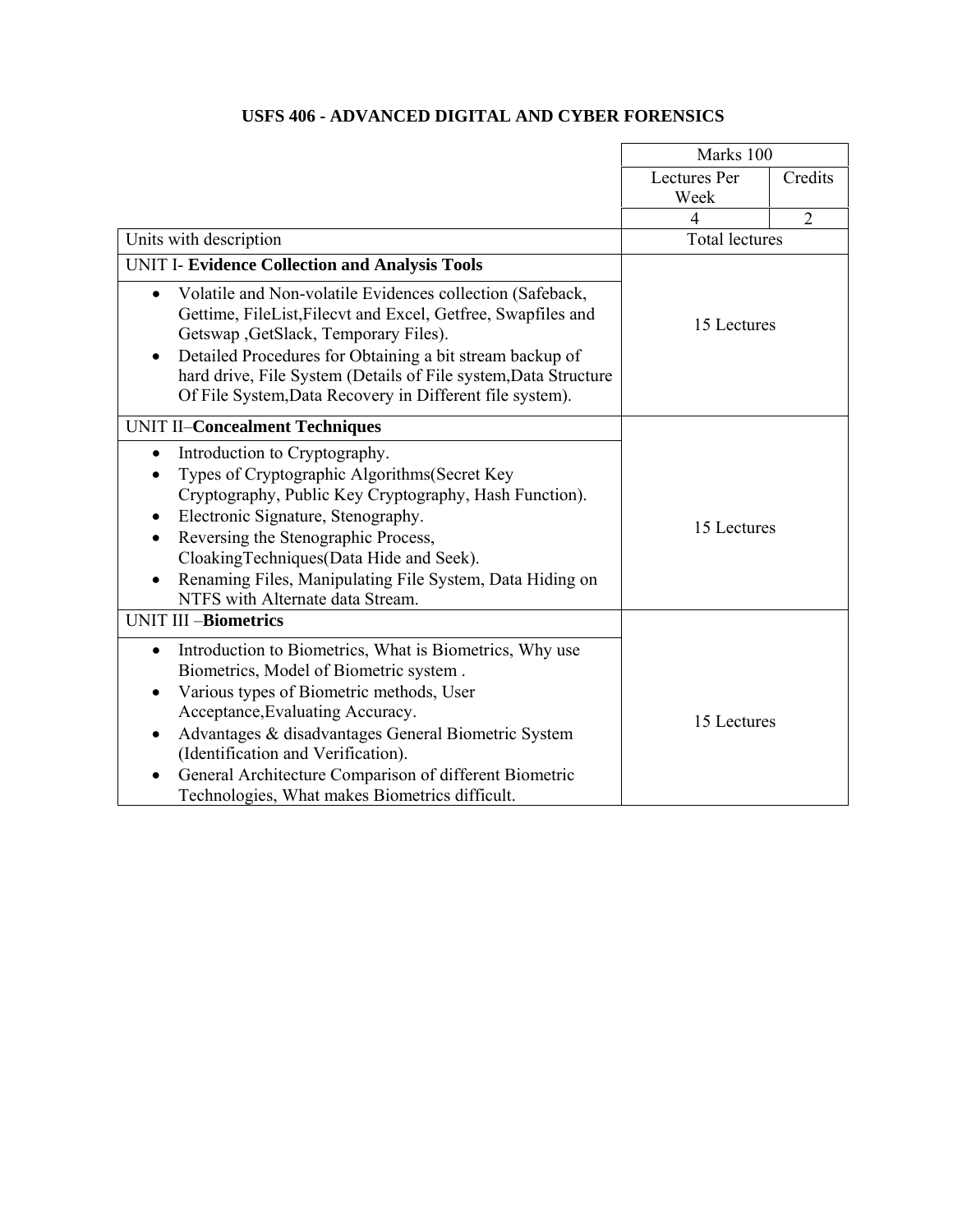## USFS 406 - ADVANCED DIGITAL AND CYBER FORENSICS

| | Marks 100 | |
|---|---|---|
| | Lectures Per Week | Credits |
| | 4 | 2 |
| Units with description | Total lectures | |
| UNIT I- **Evidence Collection and Analysis Tools**<br>• Volatile and Non-volatile Evidences collection (Safeback, Gettime, FileList,Filecvt and Excel, Getfree, Swapfiles and Getswap ,GetSlack, Temporary Files).<br>• Detailed Procedures for Obtaining a bit stream backup of hard drive, File System (Details of File system,Data Structure Of File System,Data Recovery in Different file system). | 15 Lectures | |
| UNIT II–**Concealment Techniques**<br>• Introduction to Cryptography.<br>• Types of Cryptographic Algorithms(Secret Key Cryptography, Public Key Cryptography, Hash Function).<br>• Electronic Signature, Stenography.<br>• Reversing the Stenographic Process, CloakingTechniques(Data Hide and Seek).<br>• Renaming Files, Manipulating File System, Data Hiding on NTFS with Alternate data Stream. | 15 Lectures | |
| UNIT III –**Biometrics**<br>• Introduction to Biometrics, What is Biometrics, Why use Biometrics, Model of Biometric system .<br>• Various types of Biometric methods, User Acceptance,Evaluating Accuracy.<br>• Advantages & disadvantages General Biometric System (Identification and Verification).<br>• General Architecture Comparison of different Biometric Technologies, What makes Biometrics difficult. | 15 Lectures | |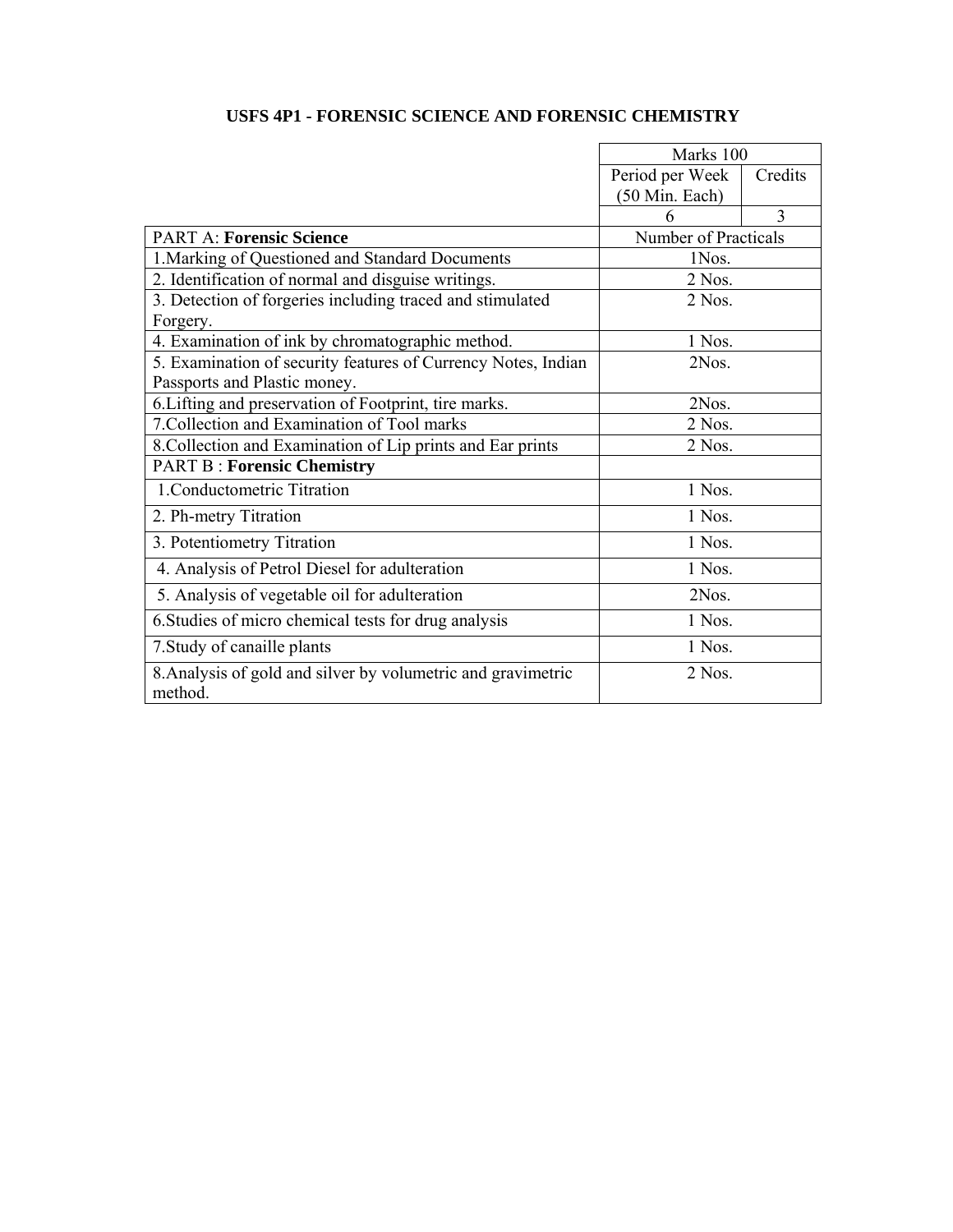# USFS 4P1 - FORENSIC SCIENCE AND FORENSIC CHEMISTRY

| | Marks 100 | |
|---|---|---|
| | Period per Week (50 Min. Each) | Credits |
| | 6 | 3 |
| PART A: **Forensic Science** | Number of Practicals | |
| 1.Marking of Questioned and Standard Documents | 1Nos. | |
| 2. Identification of normal and disguise writings. | 2 Nos. | |
| 3. Detection of forgeries including traced and stimulated Forgery. | 2 Nos. | |
| 4. Examination of ink by chromatographic method. | 1 Nos. | |
| 5. Examination of security features of Currency Notes, Indian Passports and Plastic money. | 2Nos. | |
| 6.Lifting and preservation of Footprint, tire marks. | 2Nos. | |
| 7.Collection and Examination of Tool marks | 2 Nos. | |
| 8.Collection and Examination of Lip prints and Ear prints | 2 Nos. | |
| PART B : **Forensic Chemistry** | | |
| 1.Conductometric Titration | 1 Nos. | |
| 2. Ph-metry Titration | 1 Nos. | |
| 3. Potentiometry Titration | 1 Nos. | |
| 4. Analysis of Petrol Diesel for adulteration | 1 Nos. | |
| 5. Analysis of vegetable oil for adulteration | 2Nos. | |
| 6.Studies of micro chemical tests for drug analysis | 1 Nos. | |
| 7.Study of canaille plants | 1 Nos. | |
| 8.Analysis of gold and silver by volumetric and gravimetric method. | 2 Nos. | |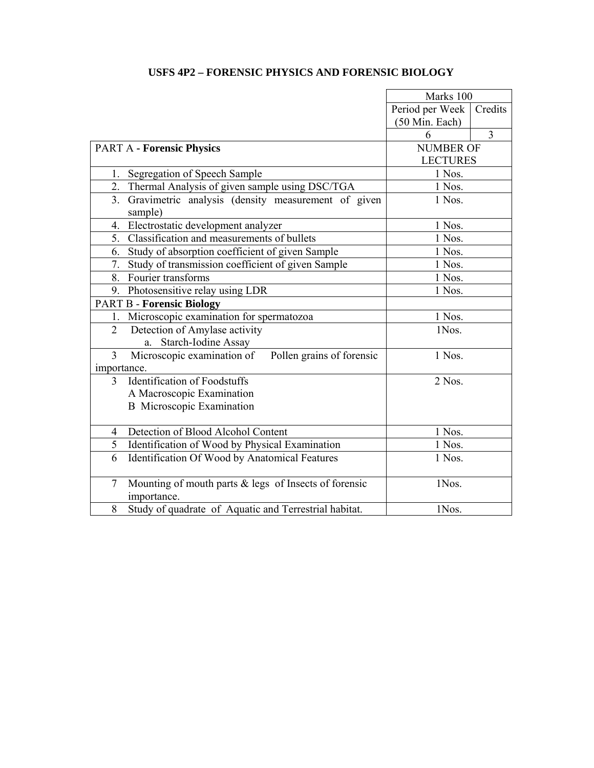# USFS 4P2 – FORENSIC PHYSICS AND FORENSIC BIOLOGY

| | Marks 100 | |
|---|---|---|
| | Period per Week (50 Min. Each) | Credits |
| | 6 | 3 |
| PART A - **Forensic Physics** | NUMBER OF LECTURES | |
| 1. Segregation of Speech Sample | 1 Nos. | |
| 2. Thermal Analysis of given sample using DSC/TGA | 1 Nos. | |
| 3. Gravimetric analysis (density measurement of given sample) | 1 Nos. | |
| 4. Electrostatic development analyzer | 1 Nos. | |
| 5. Classification and measurements of bullets | 1 Nos. | |
| 6. Study of absorption coefficient of given Sample | 1 Nos. | |
| 7. Study of transmission coefficient of given Sample | 1 Nos. | |
| 8. Fourier transforms | 1 Nos. | |
| 9. Photosensitive relay using LDR | 1 Nos. | |
| PART B - **Forensic Biology** | | |
| 1. Microscopic examination for spermatozoa | 1 Nos. | |
| 2 Detection of Amylase activity<br>a. Starch-Iodine Assay | 1Nos. | |
| 3 Microscopic examination of Pollen grains of forensic importance. | 1 Nos. | |
| 3 Identification of Foodstuffs<br>A Macroscopic Examination<br>B Microscopic Examination | 2 Nos. | |
| 4 Detection of Blood Alcohol Content | 1 Nos. | |
| 5 Identification of Wood by Physical Examination | 1 Nos. | |
| 6 Identification Of Wood by Anatomical Features | 1 Nos. | |
| 7 Mounting of mouth parts & legs of Insects of forensic importance. | 1Nos. | |
| 8 Study of quadrate of Aquatic and Terrestrial habitat. | 1Nos. | |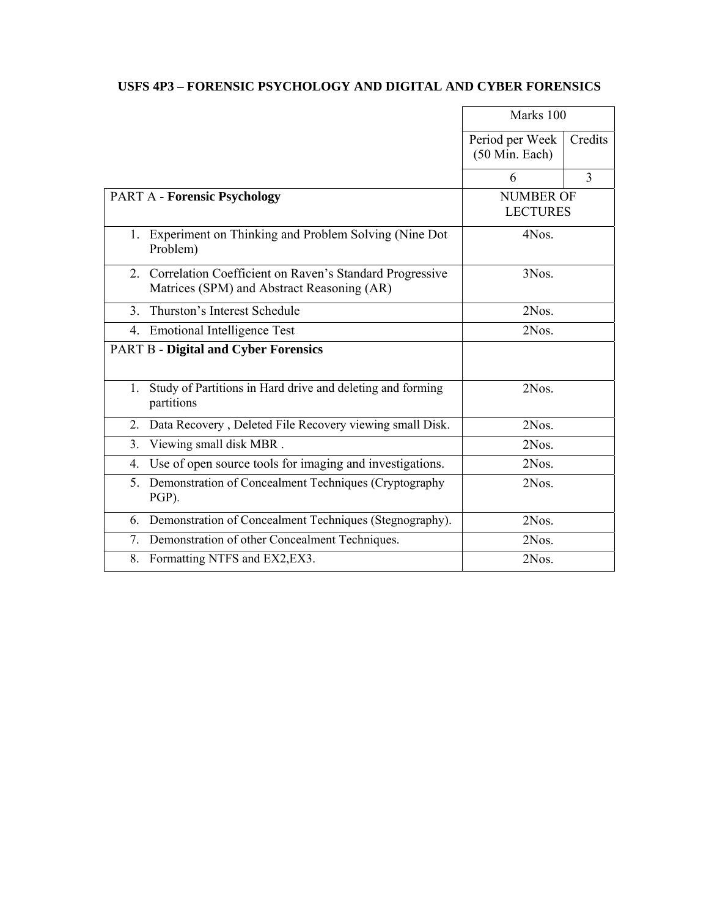**USFS 4P3 – FORENSIC PSYCHOLOGY AND DIGITAL AND CYBER FORENSICS**

| | Marks 100 | |
|---|---|---|
| | Period per Week (50 Min. Each) | Credits |
| | 6 | 3 |
| PART A - **Forensic Psychology** | NUMBER OF LECTURES | |
| 1. Experiment on Thinking and Problem Solving (Nine Dot Problem) | 4Nos. | |
| 2. Correlation Coefficient on Raven's Standard Progressive Matrices (SPM) and Abstract Reasoning (AR) | 3Nos. | |
| 3. Thurston's Interest Schedule | 2Nos. | |
| 4. Emotional Intelligence Test | 2Nos. | |
| PART B - **Digital and Cyber Forensics** | | |
| 1. Study of Partitions in Hard drive and deleting and forming partitions | 2Nos. | |
| 2. Data Recovery , Deleted File Recovery viewing small Disk. | 2Nos. | |
| 3. Viewing small disk MBR . | 2Nos. | |
| 4. Use of open source tools for imaging and investigations. | 2Nos. | |
| 5. Demonstration of Concealment Techniques (Cryptography PGP). | 2Nos. | |
| 6. Demonstration of Concealment Techniques (Stegnography). | 2Nos. | |
| 7. Demonstration of other Concealment Techniques. | 2Nos. | |
| 8. Formatting NTFS and EX2,EX3. | 2Nos. | |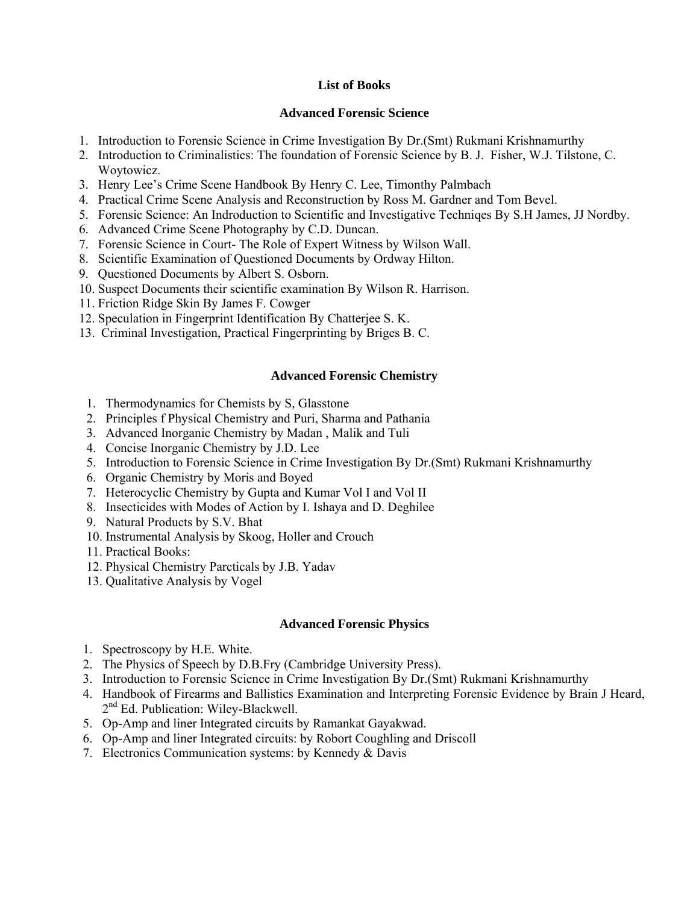# List of Books

## Advanced Forensic Science

1. Introduction to Forensic Science in Crime Investigation By Dr.(Smt) Rukmani Krishnamurthy
2. Introduction to Criminalistics: The foundation of Forensic Science by B. J. Fisher, W.J. Tilstone, C. Woytowicz.
3. Henry Lee's Crime Scene Handbook By Henry C. Lee, Timonthy Palmbach
4. Practical Crime Scene Analysis and Reconstruction by Ross M. Gardner and Tom Bevel.
5. Forensic Science: An Indroduction to Scientific and Investigative Techniqes By S.H James, JJ Nordby.
6. Advanced Crime Scene Photography by C.D. Duncan.
7. Forensic Science in Court- The Role of Expert Witness by Wilson Wall.
8. Scientific Examination of Questioned Documents by Ordway Hilton.
9. Questioned Documents by Albert S. Osborn.
10. Suspect Documents their scientific examination By Wilson R. Harrison.
11. Friction Ridge Skin By James F. Cowger
12. Speculation in Fingerprint Identification By Chatterjee S. K.
13. Criminal Investigation, Practical Fingerprinting by Briges B. C.

## Advanced Forensic Chemistry

1. Thermodynamics for Chemists by S, Glasstone
2. Principles f Physical Chemistry and Puri, Sharma and Pathania
3. Advanced Inorganic Chemistry by Madan , Malik and Tuli
4. Concise Inorganic Chemistry by J.D. Lee
5. Introduction to Forensic Science in Crime Investigation By Dr.(Smt) Rukmani Krishnamurthy
6. Organic Chemistry by Moris and Boyed
7. Heterocyclic Chemistry by Gupta and Kumar Vol I and Vol II
8. Insecticides with Modes of Action by I. Ishaya and D. Deghilee
9. Natural Products by S.V. Bhat
10. Instrumental Analysis by Skoog, Holler and Crouch
11. Practical Books:
12. Physical Chemistry Parcticals by J.B. Yadav
13. Qualitative Analysis by Vogel

## Advanced Forensic Physics

1. Spectroscopy by H.E. White.
2. The Physics of Speech by D.B.Fry (Cambridge University Press).
3. Introduction to Forensic Science in Crime Investigation By Dr.(Smt) Rukmani Krishnamurthy
4. Handbook of Firearms and Ballistics Examination and Interpreting Forensic Evidence by Brain J Heard, 2nd Ed. Publication: Wiley-Blackwell.
5. Op-Amp and liner Integrated circuits by Ramankat Gayakwad.
6. Op-Amp and liner Integrated circuits: by Robort Coughling and Driscoll
7. Electronics Communication systems: by Kennedy & Davis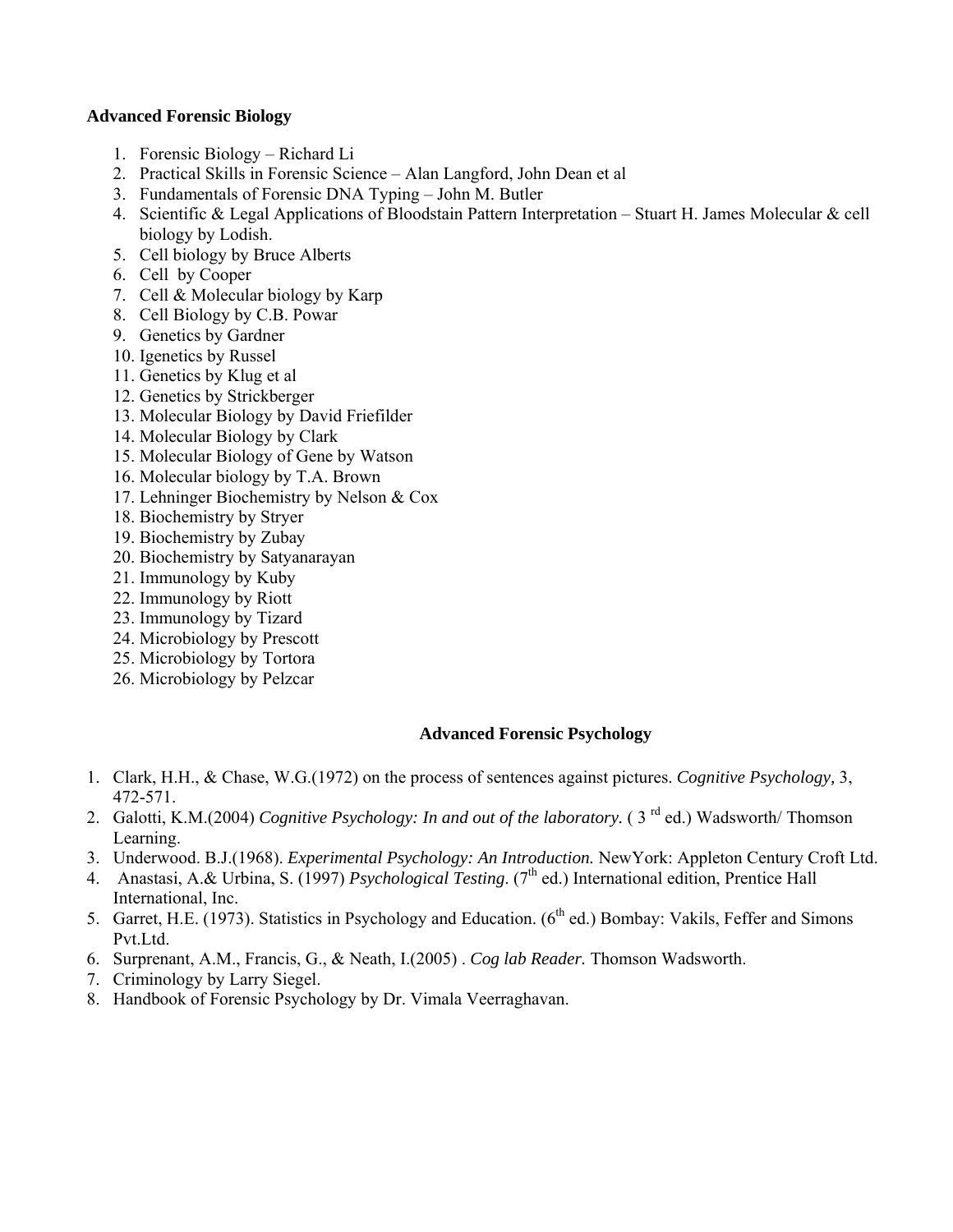**Advanced Forensic Biology**

1. Forensic Biology – Richard Li
2. Practical Skills in Forensic Science – Alan Langford, John Dean et al
3. Fundamentals of Forensic DNA Typing – John M. Butler
4. Scientific & Legal Applications of Bloodstain Pattern Interpretation – Stuart H. James Molecular & cell biology by Lodish.
5. Cell biology by Bruce Alberts
6. Cell by Cooper
7. Cell & Molecular biology by Karp
8. Cell Biology by C.B. Powar
9. Genetics by Gardner
10. Igenetics by Russel
11. Genetics by Klug et al
12. Genetics by Strickberger
13. Molecular Biology by David Friefilder
14. Molecular Biology by Clark
15. Molecular Biology of Gene by Watson
16. Molecular biology by T.A. Brown
17. Lehninger Biochemistry by Nelson & Cox
18. Biochemistry by Stryer
19. Biochemistry by Zubay
20. Biochemistry by Satyanarayan
21. Immunology by Kuby
22. Immunology by Riott
23. Immunology by Tizard
24. Microbiology by Prescott
25. Microbiology by Tortora
26. Microbiology by Pelzcar

**Advanced Forensic Psychology**

1. Clark, H.H., & Chase, W.G.(1972) on the process of sentences against pictures. *Cognitive Psychology,* 3, 472-571.
2. Galotti, K.M.(2004) *Cognitive Psychology: In and out of the laboratory.* ( 3 rd ed.) Wadsworth/ Thomson Learning.
3. Underwood. B.J.(1968). *Experimental Psychology: An Introduction.* NewYork: Appleton Century Croft Ltd.
4. Anastasi, A.& Urbina, S. (1997) *Psychological Testing*. (7th ed.) International edition, Prentice Hall International, Inc.
5. Garret, H.E. (1973). Statistics in Psychology and Education. (6th ed.) Bombay: Vakils, Feffer and Simons Pvt.Ltd.
6. Surprenant, A.M., Francis, G., & Neath, I.(2005) . *Cog lab Reader.* Thomson Wadsworth.
7. Criminology by Larry Siegel.
8. Handbook of Forensic Psychology by Dr. Vimala Veerraghavan.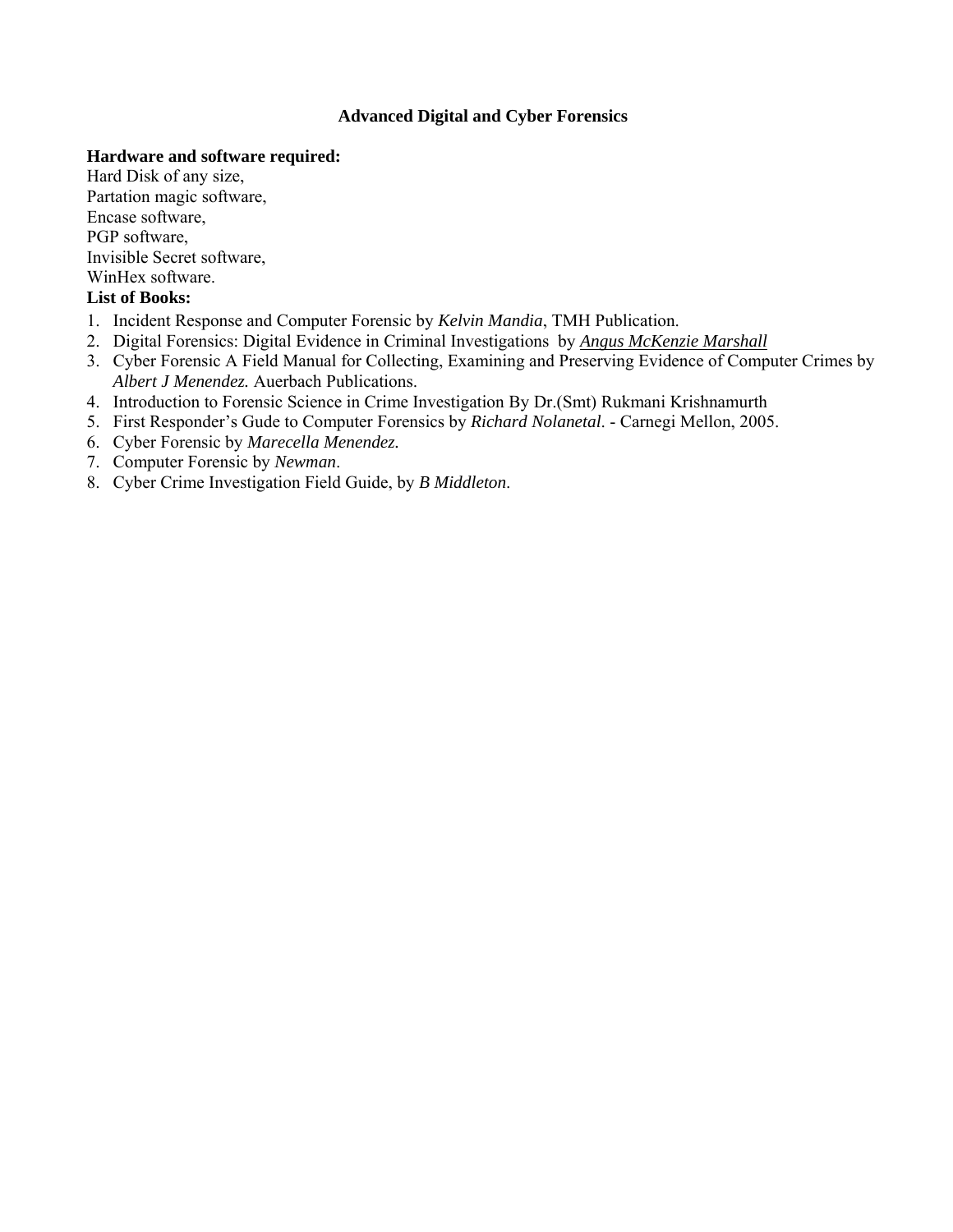## Advanced Digital and Cyber Forensics

**Hardware and software required:**

Hard Disk of any size,
Partation magic software,
Encase software,
PGP software,
Invisible Secret software,
WinHex software.

**List of Books:**

1. Incident Response and Computer Forensic by *Kelvin Mandia*, TMH Publication.
2. Digital Forensics: Digital Evidence in Criminal Investigations by *Angus McKenzie Marshall*
3. Cyber Forensic A Field Manual for Collecting, Examining and Preserving Evidence of Computer Crimes by *Albert J Menendez.* Auerbach Publications.
4. Introduction to Forensic Science in Crime Investigation By Dr.(Smt) Rukmani Krishnamurth
5. First Responder's Gude to Computer Forensics by *Richard Nolanetal*. - Carnegi Mellon, 2005.
6. Cyber Forensic by *Marecella Menendez.*
7. Computer Forensic by *Newman*.
8. Cyber Crime Investigation Field Guide, by *B Middleton*.